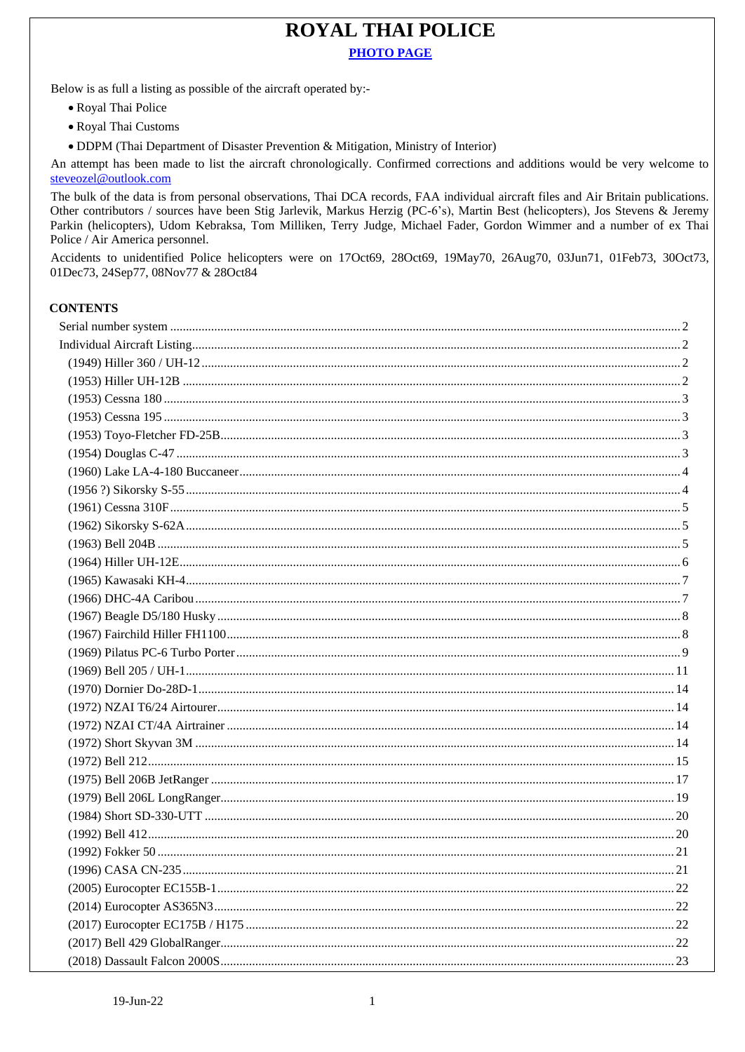# ROYAL THAI POLICE

**PHOTO PAGE**

Below is as full a listing as possible of the aircraft operated by:-

- Royal Thai Police
- Royal Thai Customs
- DDPM (Thai Department of Disaster Prevention & Mitigation, Ministry of Interior)

An attempt has been made to list the aircraft chronologically. Confirmed corrections and additions would be very welcome to steveozel@outlook.com

The bulk of the data is from personal observations, Thai DCA records, FAA individual aircraft files and Air Britain publications. Other contributors / sources have been Stig Jarlevik, Markus Herzig (PC-6's), Martin Best (helicopters), Jos Stevens & Jeremy Parkin (helicopters), Udom Kebraksa, Tom Milliken, Terry Judge, Michael Fader, Gordon Wimmer and a number of ex Thai Police / Air America personnel.

Accidents to unidentified Police helicopters were on 17Oct69, 28Oct69, 19May70, 26Aug70, 03Jun71, 01Feb73, 30Oct73, 01Dec73, 24Sep77, 08Nov77 & 28Oct84

## CONTENTS

- Serial number system ..... 2
- Individual Aircraft Listing ..... 2
  - (1949) Hiller 360 / UH-12 ..... 2
  - (1953) Hiller UH-12B ..... 2
  - (1953) Cessna 180 ..... 3
  - (1953) Cessna 195 ..... 3
  - (1953) Toyo-Fletcher FD-25B ..... 3
  - (1954) Douglas C-47 ..... 3
  - (1960) Lake LA-4-180 Buccaneer ..... 4
  - (1956 ?) Sikorsky S-55 ..... 4
  - (1961) Cessna 310F ..... 5
  - (1962) Sikorsky S-62A ..... 5
  - (1963) Bell 204B ..... 5
  - (1964) Hiller UH-12E ..... 6
  - (1965) Kawasaki KH-4 ..... 7
  - (1966) DHC-4A Caribou ..... 7
  - (1967) Beagle D5/180 Husky ..... 8
  - (1967) Fairchild Hiller FH1100 ..... 8
  - (1969) Pilatus PC-6 Turbo Porter ..... 9
  - (1969) Bell 205 / UH-1 ..... 11
  - (1970) Dornier Do-28D-1 ..... 14
  - (1972) NZAI T6/24 Airtourer ..... 14
  - (1972) NZAI CT/4A Airtrainer ..... 14
  - (1972) Short Skyvan 3M ..... 14
  - (1972) Bell 212 ..... 15
  - (1975) Bell 206B JetRanger ..... 17
  - (1979) Bell 206L LongRanger ..... 19
  - (1984) Short SD-330-UTT ..... 20
  - (1992) Bell 412 ..... 20
  - (1992) Fokker 50 ..... 21
  - (1996) CASA CN-235 ..... 21
  - (2005) Eurocopter EC155B-1 ..... 22
  - (2014) Eurocopter AS365N3 ..... 22
  - (2017) Eurocopter EC175B / H175 ..... 22
  - (2017) Bell 429 GlobalRanger ..... 22
  - (2018) Dassault Falcon 2000S ..... 23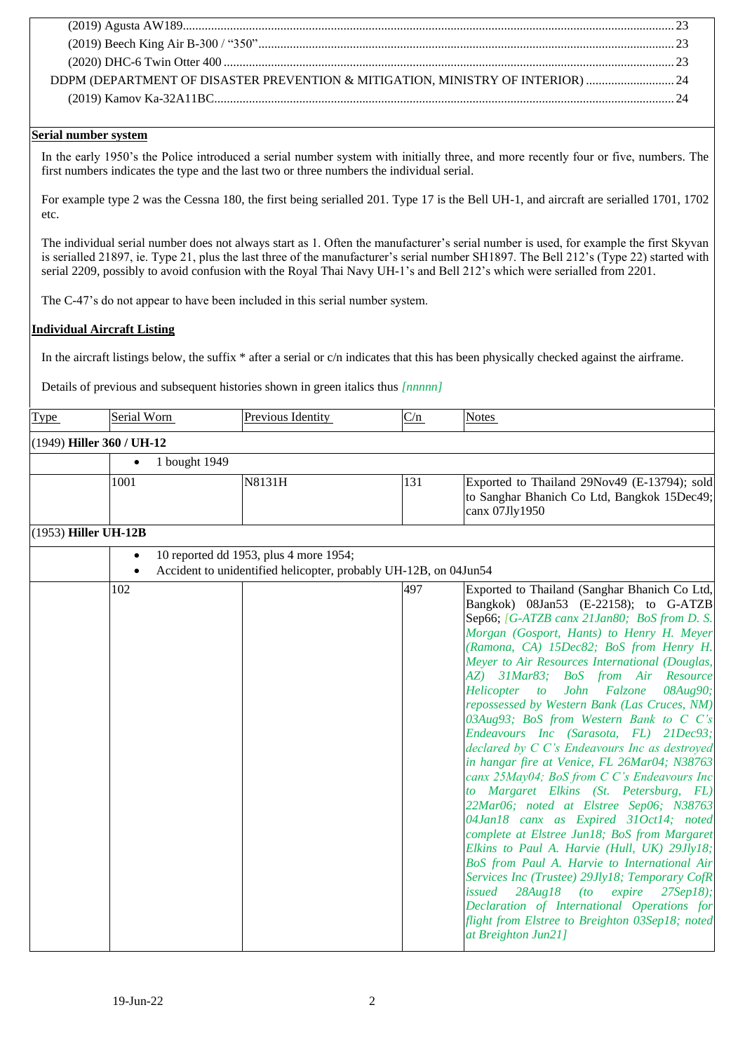(2019) Agusta AW189 ........ 23
(2019) Beech King Air B-300 / "350" ........ 23
(2020) DHC-6 Twin Otter 400 ........ 23
DDPM (DEPARTMENT OF DISASTER PREVENTION & MITIGATION, MINISTRY OF INTERIOR) ........ 24
(2019) Kamov Ka-32A11BC ........ 24

## Serial number system

In the early 1950's the Police introduced a serial number system with initially three, and more recently four or five, numbers. The first numbers indicates the type and the last two or three numbers the individual serial.

For example type 2 was the Cessna 180, the first being serialled 201. Type 17 is the Bell UH-1, and aircraft are serialled 1701, 1702 etc.

The individual serial number does not always start as 1. Often the manufacturer's serial number is used, for example the first Skyvan is serialled 21897, ie. Type 21, plus the last three of the manufacturer's serial number SH1897. The Bell 212's (Type 22) started with serial 2209, possibly to avoid confusion with the Royal Thai Navy UH-1's and Bell 212's which were serialled from 2201.

The C-47's do not appear to have been included in this serial number system.

## Individual Aircraft Listing

In the aircraft listings below, the suffix * after a serial or c/n indicates that this has been physically checked against the airframe.

Details of previous and subsequent histories shown in green italics thus *[nnnnn]*

| Type | Serial Worn | Previous Identity | C/n | Notes |
|---|---|---|---|---|
| (1949) **Hiller 360 / UH-12** | | | | |
| | • 1 bought 1949 | | | |
| | 1001 | N8131H | 131 | Exported to Thailand 29Nov49 (E-13794); sold to Sanghar Bhanich Co Ltd, Bangkok 15Dec49; canx 07Jly1950 |
| (1953) **Hiller UH-12B** | | | | |
| | • 10 reported dd 1953, plus 4 more 1954;<br>• Accident to unidentified helicopter, probably UH-12B, on 04Jun54 | | | |
| | 102 | | 497 | Exported to Thailand (Sanghar Bhanich Co Ltd, Bangkok) 08Jan53 (E-22158); to G-ATZB Sep66; *[G-ATZB canx 21Jan80; BoS from D. S. Morgan (Gosport, Hants) to Henry H. Meyer (Ramona, CA) 15Dec82; BoS from Henry H. Meyer to Air Resources International (Douglas, AZ) 31Mar83; BoS from Air Resource Helicopter to John Falzone 08Aug90; repossessed by Western Bank (Las Cruces, NM) 03Aug93; BoS from Western Bank to C C's Endeavours Inc (Sarasota, FL) 21Dec93; declared by C C's Endeavours Inc as destroyed in hangar fire at Venice, FL 26Mar04; N38763 canx 25May04; BoS from C C's Endeavours Inc to Margaret Elkins (St. Petersburg, FL) 22Mar06; noted at Elstree Sep06; N38763 04Jan18 canx as Expired 31Oct14; noted complete at Elstree Jun18; BoS from Margaret Elkins to Paul A. Harvie (Hull, UK) 29Jly18; BoS from Paul A. Harvie to International Air Services Inc (Trustee) 29Jly18; Temporary CofR issued 28Aug18 (to expire 27Sep18); Declaration of International Operations for flight from Elstree to Breighton 03Sep18; noted at Breighton Jun21]* |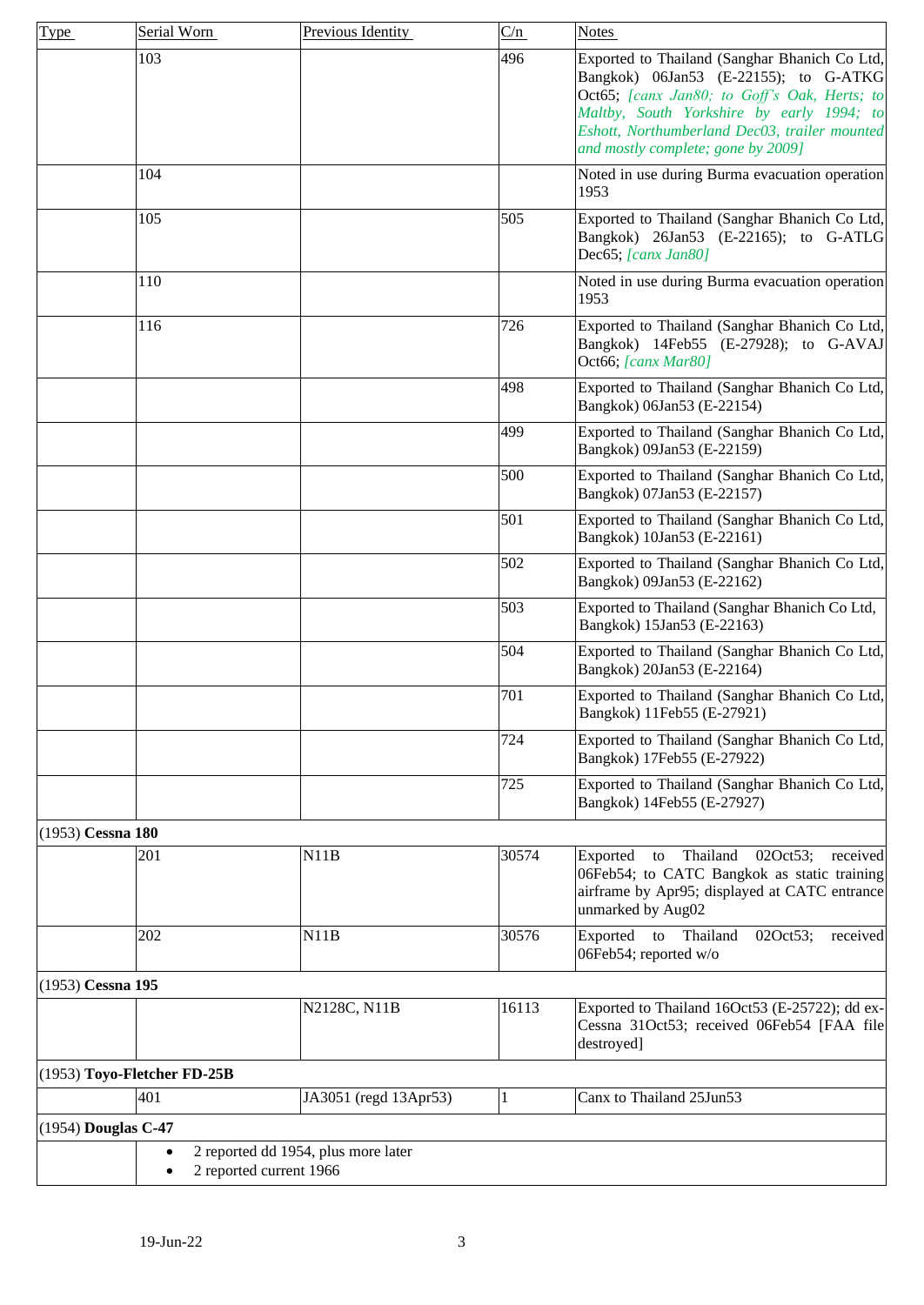| Type | Serial Worn | Previous Identity | C/n | Notes |
|---|---|---|---|---|
| | 103 | | 496 | Exported to Thailand (Sanghar Bhanich Co Ltd, Bangkok) 06Jan53 (E-22155); to G-ATKG Oct65; *[canx Jan80; to Goff's Oak, Herts; to Maltby, South Yorkshire by early 1994; to Eshott, Northumberland Dec03, trailer mounted and mostly complete; gone by 2009]* |
| | 104 | | | Noted in use during Burma evacuation operation 1953 |
| | 105 | | 505 | Exported to Thailand (Sanghar Bhanich Co Ltd, Bangkok) 26Jan53 (E-22165); to G-ATLG Dec65; *[canx Jan80]* |
| | 110 | | | Noted in use during Burma evacuation operation 1953 |
| | 116 | | 726 | Exported to Thailand (Sanghar Bhanich Co Ltd, Bangkok) 14Feb55 (E-27928); to G-AVAJ Oct66; *[canx Mar80]* |
| | | | 498 | Exported to Thailand (Sanghar Bhanich Co Ltd, Bangkok) 06Jan53 (E-22154) |
| | | | 499 | Exported to Thailand (Sanghar Bhanich Co Ltd, Bangkok) 09Jan53 (E-22159) |
| | | | 500 | Exported to Thailand (Sanghar Bhanich Co Ltd, Bangkok) 07Jan53 (E-22157) |
| | | | 501 | Exported to Thailand (Sanghar Bhanich Co Ltd, Bangkok) 10Jan53 (E-22161) |
| | | | 502 | Exported to Thailand (Sanghar Bhanich Co Ltd, Bangkok) 09Jan53 (E-22162) |
| | | | 503 | Exported to Thailand (Sanghar Bhanich Co Ltd, Bangkok) 15Jan53 (E-22163) |
| | | | 504 | Exported to Thailand (Sanghar Bhanich Co Ltd, Bangkok) 20Jan53 (E-22164) |
| | | | 701 | Exported to Thailand (Sanghar Bhanich Co Ltd, Bangkok) 11Feb55 (E-27921) |
| | | | 724 | Exported to Thailand (Sanghar Bhanich Co Ltd, Bangkok) 17Feb55 (E-27922) |
| | | | 725 | Exported to Thailand (Sanghar Bhanich Co Ltd, Bangkok) 14Feb55 (E-27927) |
| (1953) **Cessna 180** | | | | |
| | 201 | N11B | 30574 | Exported to Thailand 02Oct53; received 06Feb54; to CATC Bangkok as static training airframe by Apr95; displayed at CATC entrance unmarked by Aug02 |
| | 202 | N11B | 30576 | Exported to Thailand 02Oct53; received 06Feb54; reported w/o |
| (1953) **Cessna 195** | | | | |
| | | N2128C, N11B | 16113 | Exported to Thailand 16Oct53 (E-25722); dd ex-Cessna 31Oct53; received 06Feb54 [FAA file destroyed] |
| (1953) **Toyo-Fletcher FD-25B** | | | | |
| | 401 | JA3051 (regd 13Apr53) | 1 | Canx to Thailand 25Jun53 |
| (1954) **Douglas C-47** | | | | |
| | • 2 reported dd 1954, plus more later<br>• 2 reported current 1966 | | | |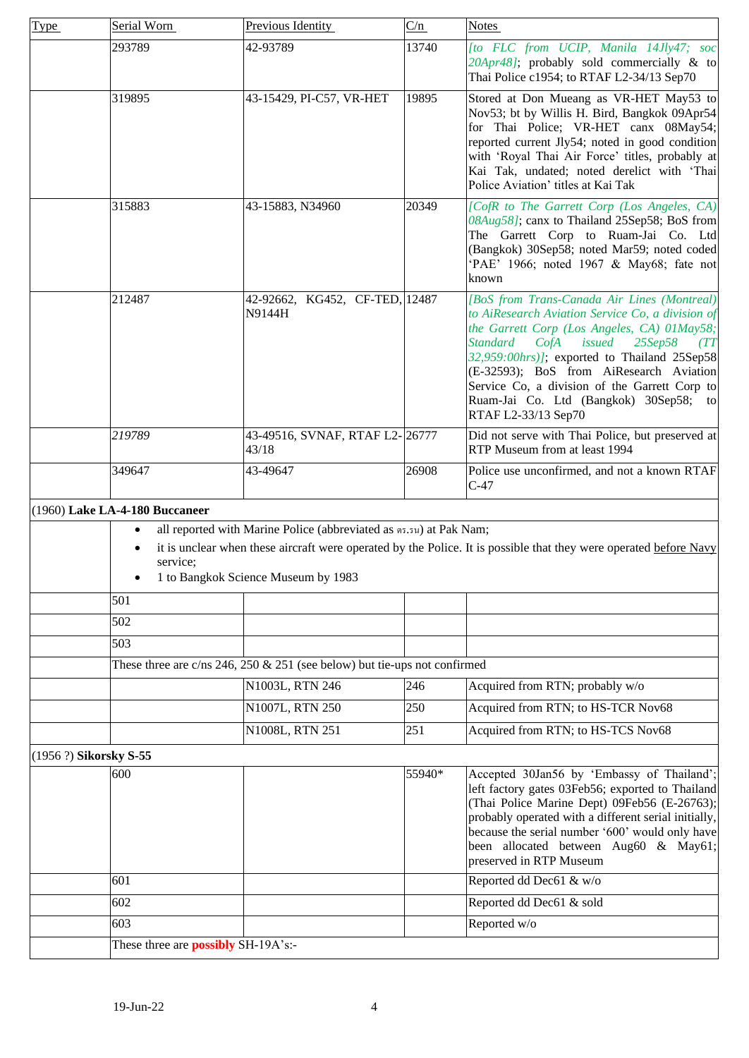| Type | Serial Worn | Previous Identity | C/n | Notes |
|---|---|---|---|---|
| | 293789 | 42-93789 | 13740 | *[to FLC from UCIP, Manila 14Jly47; soc 20Apr48]*; probably sold commercially & to Thai Police c1954; to RTAF L2-34/13 Sep70 |
| | 319895 | 43-15429, PI-C57, VR-HET | 19895 | Stored at Don Mueang as VR-HET May53 to Nov53; bt by Willis H. Bird, Bangkok 09Apr54 for Thai Police; VR-HET canx 08May54; reported current Jly54; noted in good condition with 'Royal Thai Air Force' titles, probably at Kai Tak, undated; noted derelict with 'Thai Police Aviation' titles at Kai Tak |
| | 315883 | 43-15883, N34960 | 20349 | *[CofR to The Garrett Corp (Los Angeles, CA) 08Aug58]*; canx to Thailand 25Sep58; BoS from The Garrett Corp to Ruam-Jai Co. Ltd (Bangkok) 30Sep58; noted Mar59; noted coded 'PAE' 1966; noted 1967 & May68; fate not known |
| | 212487 | 42-92662, KG452, CF-TED, N9144H | 12487 | *[BoS from Trans-Canada Air Lines (Montreal) to AiResearch Aviation Service Co, a division of the Garrett Corp (Los Angeles, CA) 01May58; Standard CofA issued 25Sep58 (TT 32,959:00hrs)]*; exported to Thailand 25Sep58 (E-32593); BoS from AiResearch Aviation Service Co, a division of the Garrett Corp to Ruam-Jai Co. Ltd (Bangkok) 30Sep58; to RTAF L2-33/13 Sep70 |
| | *219789* | 43-49516, SVNAF, RTAF L2-43/18 | 26777 | Did not serve with Thai Police, but preserved at RTP Museum from at least 1994 |
| | 349647 | 43-49647 | 26908 | Police use unconfirmed, and not a known RTAF C-47 |
| (1960) **Lake LA-4-180 Buccaneer** | | | | |
| | • all reported with Marine Police (abbreviated as ตร.รน) at Pak Nam;<br>• it is unclear when these aircraft were operated by the Police. It is possible that they were operated before Navy service;<br>• 1 to Bangkok Science Museum by 1983 | | | |
| | 501 | | | |
| | 502 | | | |
| | 503 | | | |
| | These three are c/ns 246, 250 & 251 (see below) but tie-ups not confirmed | | | |
| | | N1003L, RTN 246 | 246 | Acquired from RTN; probably w/o |
| | | N1007L, RTN 250 | 250 | Acquired from RTN; to HS-TCR Nov68 |
| | | N1008L, RTN 251 | 251 | Acquired from RTN; to HS-TCS Nov68 |
| (1956 ?) **Sikorsky S-55** | | | | |
| | 600 | | 55940* | Accepted 30Jan56 by 'Embassy of Thailand'; left factory gates 03Feb56; exported to Thailand (Thai Police Marine Dept) 09Feb56 (E-26763); probably operated with a different serial initially, because the serial number '600' would only have been allocated between Aug60 & May61; preserved in RTP Museum |
| | 601 | | | Reported dd Dec61 & w/o |
| | 602 | | | Reported dd Dec61 & sold |
| | 603 | | | Reported w/o |
| | These three are **possibly** SH-19A's:- | | | |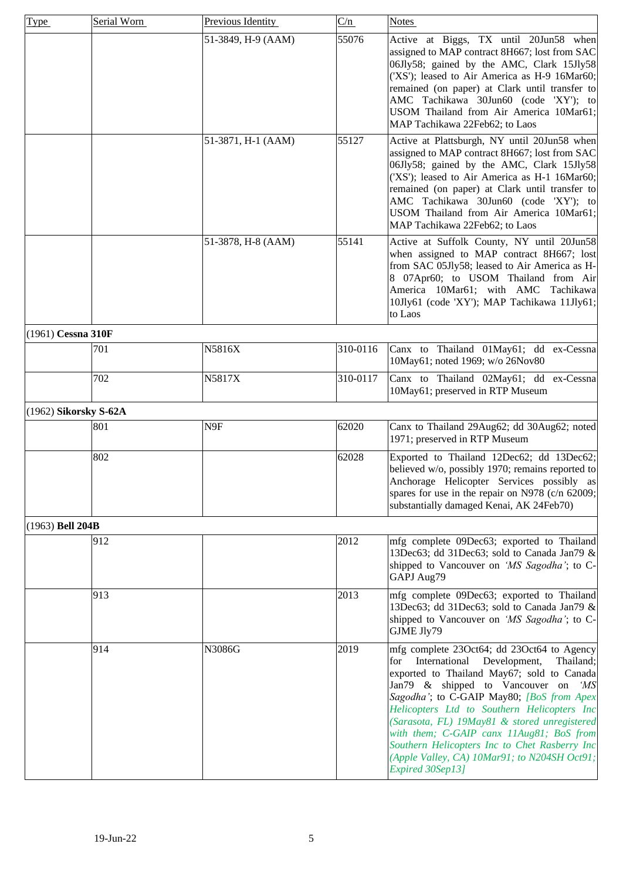| Type | Serial Worn | Previous Identity | C/n | Notes |
|---|---|---|---|---|
| | | 51-3849, H-9 (AAM) | 55076 | Active at Biggs, TX until 20Jun58 when assigned to MAP contract 8H667; lost from SAC 06Jly58; gained by the AMC, Clark 15Jly58 ('XS'); leased to Air America as H-9 16Mar60; remained (on paper) at Clark until transfer to AMC Tachikawa 30Jun60 (code 'XY'); to USOM Thailand from Air America 10Mar61; MAP Tachikawa 22Feb62; to Laos |
| | | 51-3871, H-1 (AAM) | 55127 | Active at Plattsburgh, NY until 20Jun58 when assigned to MAP contract 8H667; lost from SAC 06Jly58; gained by the AMC, Clark 15Jly58 ('XS'); leased to Air America as H-1 16Mar60; remained (on paper) at Clark until transfer to AMC Tachikawa 30Jun60 (code 'XY'); to USOM Thailand from Air America 10Mar61; MAP Tachikawa 22Feb62; to Laos |
| | | 51-3878, H-8 (AAM) | 55141 | Active at Suffolk County, NY until 20Jun58 when assigned to MAP contract 8H667; lost from SAC 05Jly58; leased to Air America as H-8 07Apr60; to USOM Thailand from Air America 10Mar61; with AMC Tachikawa 10Jly61 (code 'XY'); MAP Tachikawa 11Jly61; to Laos |
| (1961) **Cessna 310F** | | | | |
| | 701 | N5816X | 310-0116 | Canx to Thailand 01May61; dd ex-Cessna 10May61; noted 1969; w/o 26Nov80 |
| | 702 | N5817X | 310-0117 | Canx to Thailand 02May61; dd ex-Cessna 10May61; preserved in RTP Museum |
| (1962) **Sikorsky S-62A** | | | | |
| | 801 | N9F | 62020 | Canx to Thailand 29Aug62; dd 30Aug62; noted 1971; preserved in RTP Museum |
| | 802 | | 62028 | Exported to Thailand 12Dec62; dd 13Dec62; believed w/o, possibly 1970; remains reported to Anchorage Helicopter Services possibly as spares for use in the repair on N978 (c/n 62009; substantially damaged Kenai, AK 24Feb70) |
| (1963) **Bell 204B** | | | | |
| | 912 | | 2012 | mfg complete 09Dec63; exported to Thailand 13Dec63; dd 31Dec63; sold to Canada Jan79 & shipped to Vancouver on *'MS Sagodha'*; to C-GAPJ Aug79 |
| | 913 | | 2013 | mfg complete 09Dec63; exported to Thailand 13Dec63; dd 31Dec63; sold to Canada Jan79 & shipped to Vancouver on *'MS Sagodha'*; to C-GJME Jly79 |
| | 914 | N3086G | 2019 | mfg complete 23Oct64; dd 23Oct64 to Agency for International Development, Thailand; exported to Thailand May67; sold to Canada Jan79 & shipped to Vancouver on *'MS Sagodha'*; to C-GAIP May80; *[BoS from Apex Helicopters Ltd to Southern Helicopters Inc (Sarasota, FL) 19May81 & stored unregistered with them; C-GAIP canx 11Aug81; BoS from Southern Helicopters Inc to Chet Rasberry Inc (Apple Valley, CA) 10Mar91; to N204SH Oct91; Expired 30Sep13]* |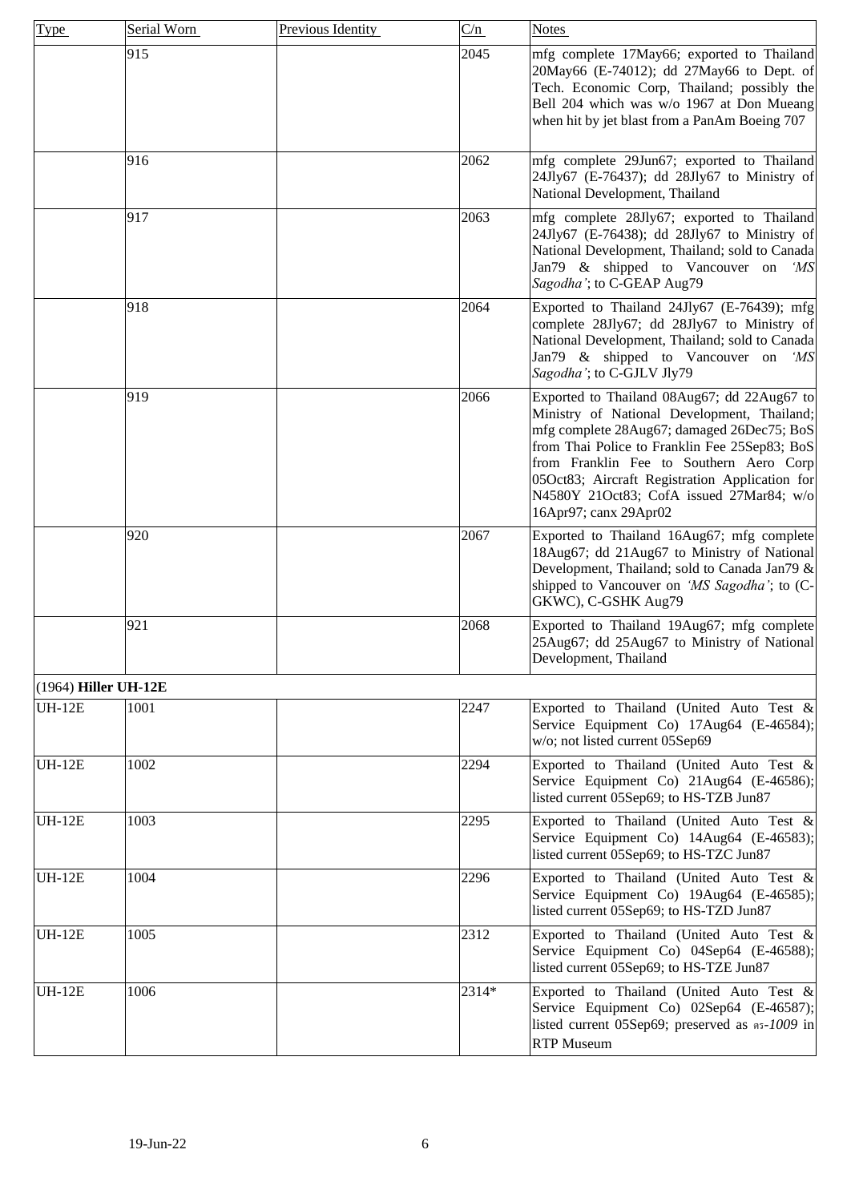| Type | Serial Worn | Previous Identity | C/n | Notes |
|---|---|---|---|---|
| | 915 | | 2045 | mfg complete 17May66; exported to Thailand 20May66 (E-74012); dd 27May66 to Dept. of Tech. Economic Corp, Thailand; possibly the Bell 204 which was w/o 1967 at Don Mueang when hit by jet blast from a PanAm Boeing 707 |
| | 916 | | 2062 | mfg complete 29Jun67; exported to Thailand 24Jly67 (E-76437); dd 28Jly67 to Ministry of National Development, Thailand |
| | 917 | | 2063 | mfg complete 28Jly67; exported to Thailand 24Jly67 (E-76438); dd 28Jly67 to Ministry of National Development, Thailand; sold to Canada Jan79 & shipped to Vancouver on *'MS Sagodha'*; to C-GEAP Aug79 |
| | 918 | | 2064 | Exported to Thailand 24Jly67 (E-76439); mfg complete 28Jly67; dd 28Jly67 to Ministry of National Development, Thailand; sold to Canada Jan79 & shipped to Vancouver on *'MS Sagodha'*; to C-GJLV Jly79 |
| | 919 | | 2066 | Exported to Thailand 08Aug67; dd 22Aug67 to Ministry of National Development, Thailand; mfg complete 28Aug67; damaged 26Dec75; BoS from Thai Police to Franklin Fee 25Sep83; BoS from Franklin Fee to Southern Aero Corp 05Oct83; Aircraft Registration Application for N4580Y 21Oct83; CofA issued 27Mar84; w/o 16Apr97; canx 29Apr02 |
| | 920 | | 2067 | Exported to Thailand 16Aug67; mfg complete 18Aug67; dd 21Aug67 to Ministry of National Development, Thailand; sold to Canada Jan79 & shipped to Vancouver on *'MS Sagodha'*; to (C-GKWC), C-GSHK Aug79 |
| | 921 | | 2068 | Exported to Thailand 19Aug67; mfg complete 25Aug67; dd 25Aug67 to Ministry of National Development, Thailand |
| (1964) **Hiller UH-12E** | | | | |
| UH-12E | 1001 | | 2247 | Exported to Thailand (United Auto Test & Service Equipment Co) 17Aug64 (E-46584); w/o; not listed current 05Sep69 |
| UH-12E | 1002 | | 2294 | Exported to Thailand (United Auto Test & Service Equipment Co) 21Aug64 (E-46586); listed current 05Sep69; to HS-TZB Jun87 |
| UH-12E | 1003 | | 2295 | Exported to Thailand (United Auto Test & Service Equipment Co) 14Aug64 (E-46583); listed current 05Sep69; to HS-TZC Jun87 |
| UH-12E | 1004 | | 2296 | Exported to Thailand (United Auto Test & Service Equipment Co) 19Aug64 (E-46585); listed current 05Sep69; to HS-TZD Jun87 |
| UH-12E | 1005 | | 2312 | Exported to Thailand (United Auto Test & Service Equipment Co) 04Sep64 (E-46588); listed current 05Sep69; to HS-TZE Jun87 |
| UH-12E | 1006 | | 2314* | Exported to Thailand (United Auto Test & Service Equipment Co) 02Sep64 (E-46587); listed current 05Sep69; preserved as ตร-*1009* in RTP Museum |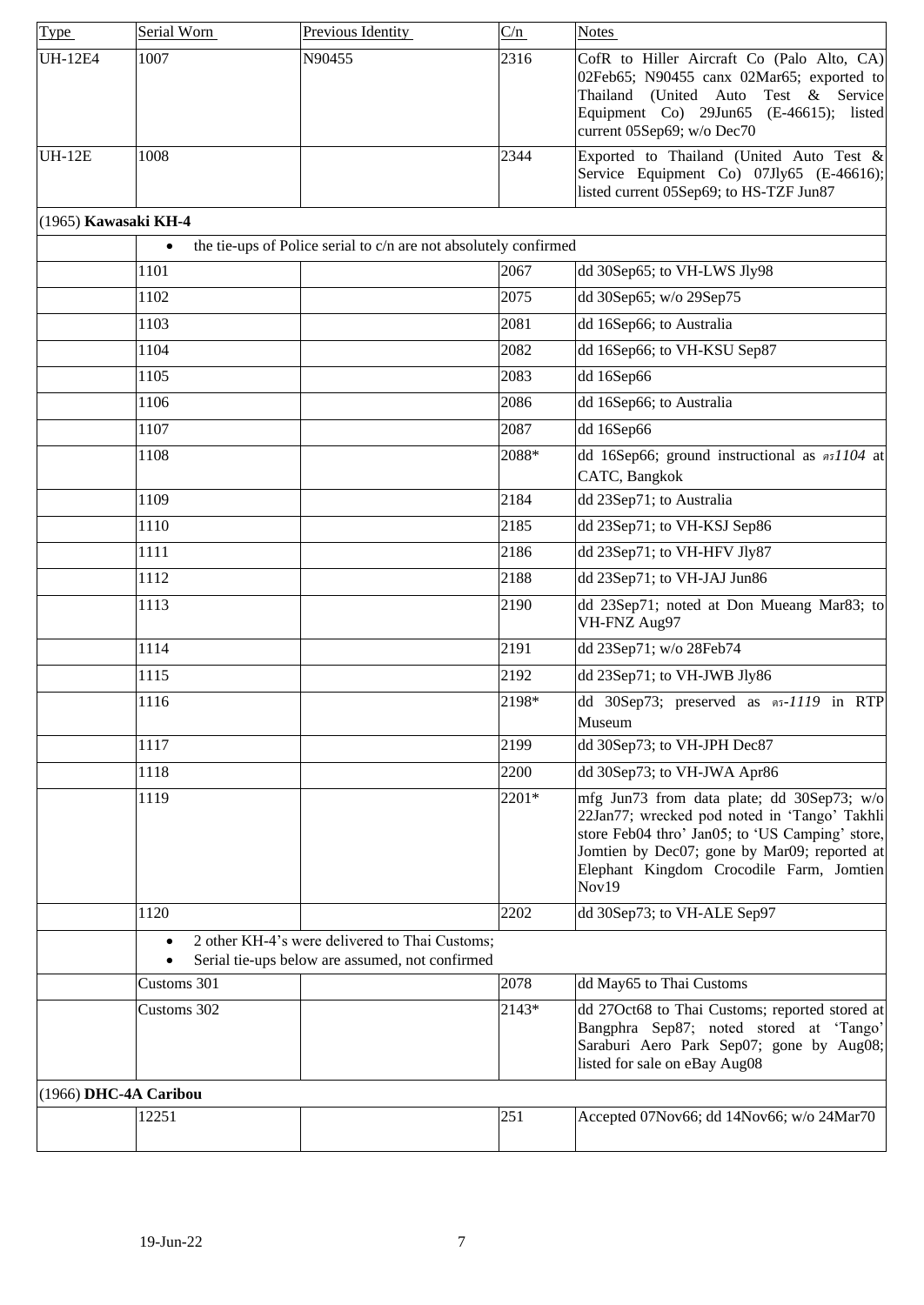| Type | Serial Worn | Previous Identity | C/n | Notes |
|---|---|---|---|---|
| UH-12E4 | 1007 | N90455 | 2316 | CofR to Hiller Aircraft Co (Palo Alto, CA) 02Feb65; N90455 canx 02Mar65; exported to Thailand (United Auto Test & Service Equipment Co) 29Jun65 (E-46615); listed current 05Sep69; w/o Dec70 |
| UH-12E | 1008 | | 2344 | Exported to Thailand (United Auto Test & Service Equipment Co) 07Jly65 (E-46616); listed current 05Sep69; to HS-TZF Jun87 |
| (1965) **Kawasaki KH-4** | | | | |
| | • the tie-ups of Police serial to c/n are not absolutely confirmed | | | |
| | 1101 | | 2067 | dd 30Sep65; to VH-LWS Jly98 |
| | 1102 | | 2075 | dd 30Sep65; w/o 29Sep75 |
| | 1103 | | 2081 | dd 16Sep66; to Australia |
| | 1104 | | 2082 | dd 16Sep66; to VH-KSU Sep87 |
| | 1105 | | 2083 | dd 16Sep66 |
| | 1106 | | 2086 | dd 16Sep66; to Australia |
| | 1107 | | 2087 | dd 16Sep66 |
| | 1108 | | 2088* | dd 16Sep66; ground instructional as *ตร1104* at CATC, Bangkok |
| | 1109 | | 2184 | dd 23Sep71; to Australia |
| | 1110 | | 2185 | dd 23Sep71; to VH-KSJ Sep86 |
| | 1111 | | 2186 | dd 23Sep71; to VH-HFV Jly87 |
| | 1112 | | 2188 | dd 23Sep71; to VH-JAJ Jun86 |
| | 1113 | | 2190 | dd 23Sep71; noted at Don Mueang Mar83; to VH-FNZ Aug97 |
| | 1114 | | 2191 | dd 23Sep71; w/o 28Feb74 |
| | 1115 | | 2192 | dd 23Sep71; to VH-JWB Jly86 |
| | 1116 | | 2198* | dd 30Sep73; preserved as *ตร-1119* in RTP Museum |
| | 1117 | | 2199 | dd 30Sep73; to VH-JPH Dec87 |
| | 1118 | | 2200 | dd 30Sep73; to VH-JWA Apr86 |
| | 1119 | | 2201* | mfg Jun73 from data plate; dd 30Sep73; w/o 22Jan77; wrecked pod noted in 'Tango' Takhli store Feb04 thro' Jan05; to 'US Camping' store, Jomtien by Dec07; gone by Mar09; reported at Elephant Kingdom Crocodile Farm, Jomtien Nov19 |
| | 1120 | | 2202 | dd 30Sep73; to VH-ALE Sep97 |
| | • 2 other KH-4's were delivered to Thai Customs; • Serial tie-ups below are assumed, not confirmed | | | |
| | Customs 301 | | 2078 | dd May65 to Thai Customs |
| | Customs 302 | | 2143* | dd 27Oct68 to Thai Customs; reported stored at Bangphra Sep87; noted stored at 'Tango' Saraburi Aero Park Sep07; gone by Aug08; listed for sale on eBay Aug08 |
| (1966) **DHC-4A Caribou** | | | | |
| | 12251 | | 251 | Accepted 07Nov66; dd 14Nov66; w/o 24Mar70 |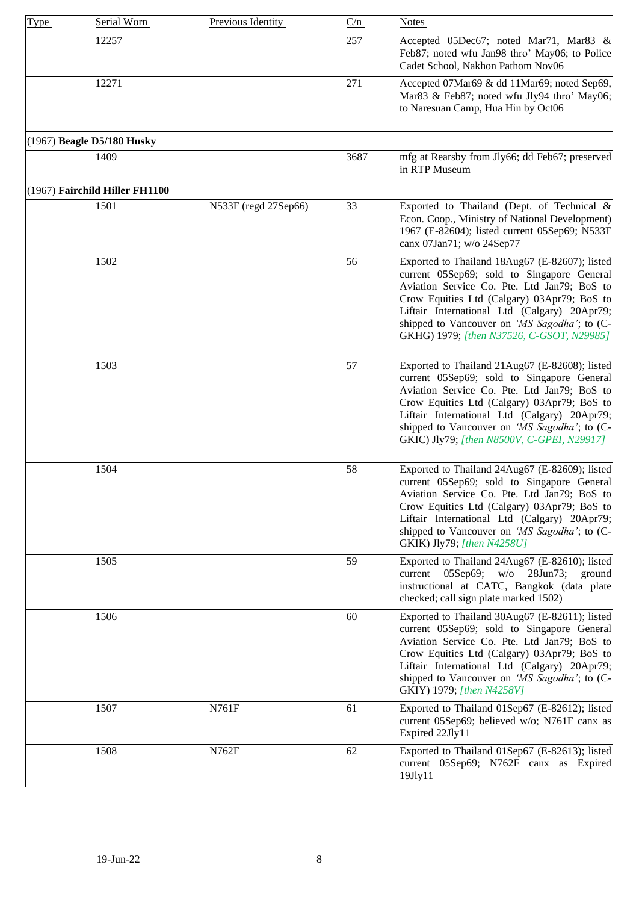| Type | Serial Worn | Previous Identity | C/n | Notes |
|---|---|---|---|---|
| | 12257 | | 257 | Accepted 05Dec67; noted Mar71, Mar83 & Feb87; noted wfu Jan98 thro' May06; to Police Cadet School, Nakhon Pathom Nov06 |
| | 12271 | | 271 | Accepted 07Mar69 & dd 11Mar69; noted Sep69, Mar83 & Feb87; noted wfu Jly94 thro' May06; to Naresuan Camp, Hua Hin by Oct06 |
| (1967) **Beagle D5/180 Husky** | | | | |
| | 1409 | | 3687 | mfg at Rearsby from Jly66; dd Feb67; preserved in RTP Museum |
| (1967) **Fairchild Hiller FH1100** | | | | |
| | 1501 | N533F (regd 27Sep66) | 33 | Exported to Thailand (Dept. of Technical & Econ. Coop., Ministry of National Development) 1967 (E-82604); listed current 05Sep69; N533F canx 07Jan71; w/o 24Sep77 |
| | 1502 | | 56 | Exported to Thailand 18Aug67 (E-82607); listed current 05Sep69; sold to Singapore General Aviation Service Co. Pte. Ltd Jan79; BoS to Crow Equities Ltd (Calgary) 03Apr79; BoS to Liftair International Ltd (Calgary) 20Apr79; shipped to Vancouver on *'MS Sagodha'*; to (C-GKHG) 1979; *[then N37526, C-GSOT, N29985]* |
| | 1503 | | 57 | Exported to Thailand 21Aug67 (E-82608); listed current 05Sep69; sold to Singapore General Aviation Service Co. Pte. Ltd Jan79; BoS to Crow Equities Ltd (Calgary) 03Apr79; BoS to Liftair International Ltd (Calgary) 20Apr79; shipped to Vancouver on *'MS Sagodha'*; to (C-GKIC) Jly79; *[then N8500V, C-GPEI, N29917]* |
| | 1504 | | 58 | Exported to Thailand 24Aug67 (E-82609); listed current 05Sep69; sold to Singapore General Aviation Service Co. Pte. Ltd Jan79; BoS to Crow Equities Ltd (Calgary) 03Apr79; BoS to Liftair International Ltd (Calgary) 20Apr79; shipped to Vancouver on *'MS Sagodha'*; to (C-GKIK) Jly79; *[then N4258U]* |
| | 1505 | | 59 | Exported to Thailand 24Aug67 (E-82610); listed current 05Sep69; w/o 28Jun73; ground instructional at CATC, Bangkok (data plate checked; call sign plate marked 1502) |
| | 1506 | | 60 | Exported to Thailand 30Aug67 (E-82611); listed current 05Sep69; sold to Singapore General Aviation Service Co. Pte. Ltd Jan79; BoS to Crow Equities Ltd (Calgary) 03Apr79; BoS to Liftair International Ltd (Calgary) 20Apr79; shipped to Vancouver on *'MS Sagodha'*; to (C-GKIY) 1979; *[then N4258V]* |
| | 1507 | N761F | 61 | Exported to Thailand 01Sep67 (E-82612); listed current 05Sep69; believed w/o; N761F canx as Expired 22Jly11 |
| | 1508 | N762F | 62 | Exported to Thailand 01Sep67 (E-82613); listed current 05Sep69; N762F canx as Expired 19Jly11 |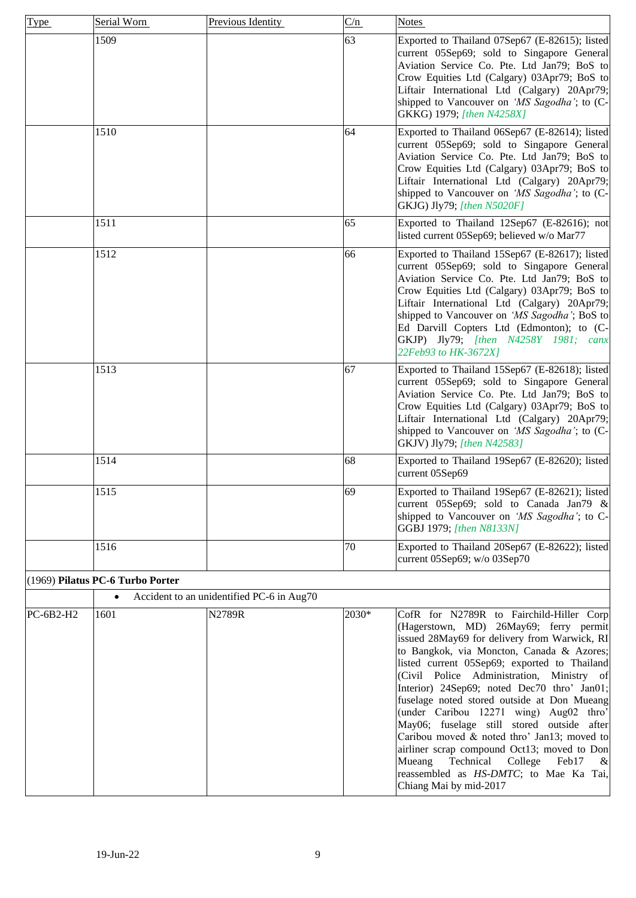| Type | Serial Worn | Previous Identity | C/n | Notes |
|---|---|---|---|---|
| | 1509 | | 63 | Exported to Thailand 07Sep67 (E-82615); listed current 05Sep69; sold to Singapore General Aviation Service Co. Pte. Ltd Jan79; BoS to Crow Equities Ltd (Calgary) 03Apr79; BoS to Liftair International Ltd (Calgary) 20Apr79; shipped to Vancouver on *'MS Sagodha'*; to (C-GKKG) 1979; *[then N4258X]* |
| | 1510 | | 64 | Exported to Thailand 06Sep67 (E-82614); listed current 05Sep69; sold to Singapore General Aviation Service Co. Pte. Ltd Jan79; BoS to Crow Equities Ltd (Calgary) 03Apr79; BoS to Liftair International Ltd (Calgary) 20Apr79; shipped to Vancouver on *'MS Sagodha'*; to (C-GKJG) Jly79; *[then N5020F]* |
| | 1511 | | 65 | Exported to Thailand 12Sep67 (E-82616); not listed current 05Sep69; believed w/o Mar77 |
| | 1512 | | 66 | Exported to Thailand 15Sep67 (E-82617); listed current 05Sep69; sold to Singapore General Aviation Service Co. Pte. Ltd Jan79; BoS to Crow Equities Ltd (Calgary) 03Apr79; BoS to Liftair International Ltd (Calgary) 20Apr79; shipped to Vancouver on *'MS Sagodha'*; BoS to Ed Darvill Copters Ltd (Edmonton); to (C-GKJP) Jly79; *[then N4258Y 1981; canx 22Feb93 to HK-3672X]* |
| | 1513 | | 67 | Exported to Thailand 15Sep67 (E-82618); listed current 05Sep69; sold to Singapore General Aviation Service Co. Pte. Ltd Jan79; BoS to Crow Equities Ltd (Calgary) 03Apr79; BoS to Liftair International Ltd (Calgary) 20Apr79; shipped to Vancouver on *'MS Sagodha'*; to (C-GKJV) Jly79; *[then N42583]* |
| | 1514 | | 68 | Exported to Thailand 19Sep67 (E-82620); listed current 05Sep69 |
| | 1515 | | 69 | Exported to Thailand 19Sep67 (E-82621); listed current 05Sep69; sold to Canada Jan79 & shipped to Vancouver on *'MS Sagodha'*; to C-GGBJ 1979; *[then N8133N]* |
| | 1516 | | 70 | Exported to Thailand 20Sep67 (E-82622); listed current 05Sep69; w/o 03Sep70 |
| (1969) **Pilatus PC-6 Turbo Porter** | | | | |
| | • Accident to an unidentified PC-6 in Aug70 | | | |
| PC-6B2-H2 | 1601 | N2789R | 2030* | CofR for N2789R to Fairchild-Hiller Corp (Hagerstown, MD) 26May69; ferry permit issued 28May69 for delivery from Warwick, RI to Bangkok, via Moncton, Canada & Azores; listed current 05Sep69; exported to Thailand (Civil Police Administration, Ministry of Interior) 24Sep69; noted Dec70 thro' Jan01; fuselage noted stored outside at Don Mueang (under Caribou 12271 wing) Aug02 thro' May06; fuselage still stored outside after Caribou moved & noted thro' Jan13; moved to airliner scrap compound Oct13; moved to Don Mueang Technical College Feb17 & reassembled as *HS-DMTC*; to Mae Ka Tai, Chiang Mai by mid-2017 |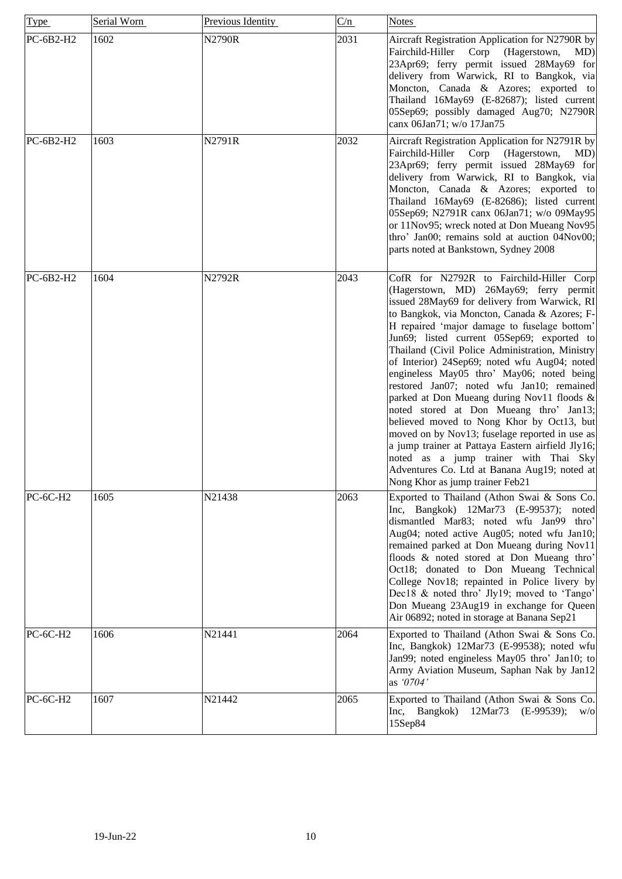| Type | Serial Worn | Previous Identity | C/n | Notes |
|---|---|---|---|---|
| PC-6B2-H2 | 1602 | N2790R | 2031 | Aircraft Registration Application for N2790R by Fairchild-Hiller Corp (Hagerstown, MD) 23Apr69; ferry permit issued 28May69 for delivery from Warwick, RI to Bangkok, via Moncton, Canada & Azores; exported to Thailand 16May69 (E-82687); listed current 05Sep69; possibly damaged Aug70; N2790R canx 06Jan71; w/o 17Jan75 |
| PC-6B2-H2 | 1603 | N2791R | 2032 | Aircraft Registration Application for N2791R by Fairchild-Hiller Corp (Hagerstown, MD) 23Apr69; ferry permit issued 28May69 for delivery from Warwick, RI to Bangkok, via Moncton, Canada & Azores; exported to Thailand 16May69 (E-82686); listed current 05Sep69; N2791R canx 06Jan71; w/o 09May95 or 11Nov95; wreck noted at Don Mueang Nov95 thro' Jan00; remains sold at auction 04Nov00; parts noted at Bankstown, Sydney 2008 |
| PC-6B2-H2 | 1604 | N2792R | 2043 | CofR for N2792R to Fairchild-Hiller Corp (Hagerstown, MD) 26May69; ferry permit issued 28May69 for delivery from Warwick, RI to Bangkok, via Moncton, Canada & Azores; F-H repaired 'major damage to fuselage bottom' Jun69; listed current 05Sep69; exported to Thailand (Civil Police Administration, Ministry of Interior) 24Sep69; noted wfu Aug04; noted engineless May05 thro' May06; noted being restored Jan07; noted wfu Jan10; remained parked at Don Mueang during Nov11 floods & noted stored at Don Mueang thro' Jan13; believed moved to Nong Khor by Oct13, but moved on by Nov13; fuselage reported in use as a jump trainer at Pattaya Eastern airfield Jly16; noted as a jump trainer with Thai Sky Adventures Co. Ltd at Banana Aug19; noted at Nong Khor as jump trainer Feb21 |
| PC-6C-H2 | 1605 | N21438 | 2063 | Exported to Thailand (Athon Swai & Sons Co. Inc, Bangkok) 12Mar73 (E-99537); noted dismantled Mar83; noted wfu Jan99 thro' Aug04; noted active Aug05; noted wfu Jan10; remained parked at Don Mueang during Nov11 floods & noted stored at Don Mueang thro' Oct18; donated to Don Mueang Technical College Nov18; repainted in Police livery by Dec18 & noted thro' Jly19; moved to 'Tango' Don Mueang 23Aug19 in exchange for Queen Air 06892; noted in storage at Banana Sep21 |
| PC-6C-H2 | 1606 | N21441 | 2064 | Exported to Thailand (Athon Swai & Sons Co. Inc, Bangkok) 12Mar73 (E-99538); noted wfu Jan99; noted engineless May05 thro' Jan10; to Army Aviation Museum, Saphan Nak by Jan12 as *'0704'* |
| PC-6C-H2 | 1607 | N21442 | 2065 | Exported to Thailand (Athon Swai & Sons Co. Inc, Bangkok) 12Mar73 (E-99539); w/o 15Sep84 |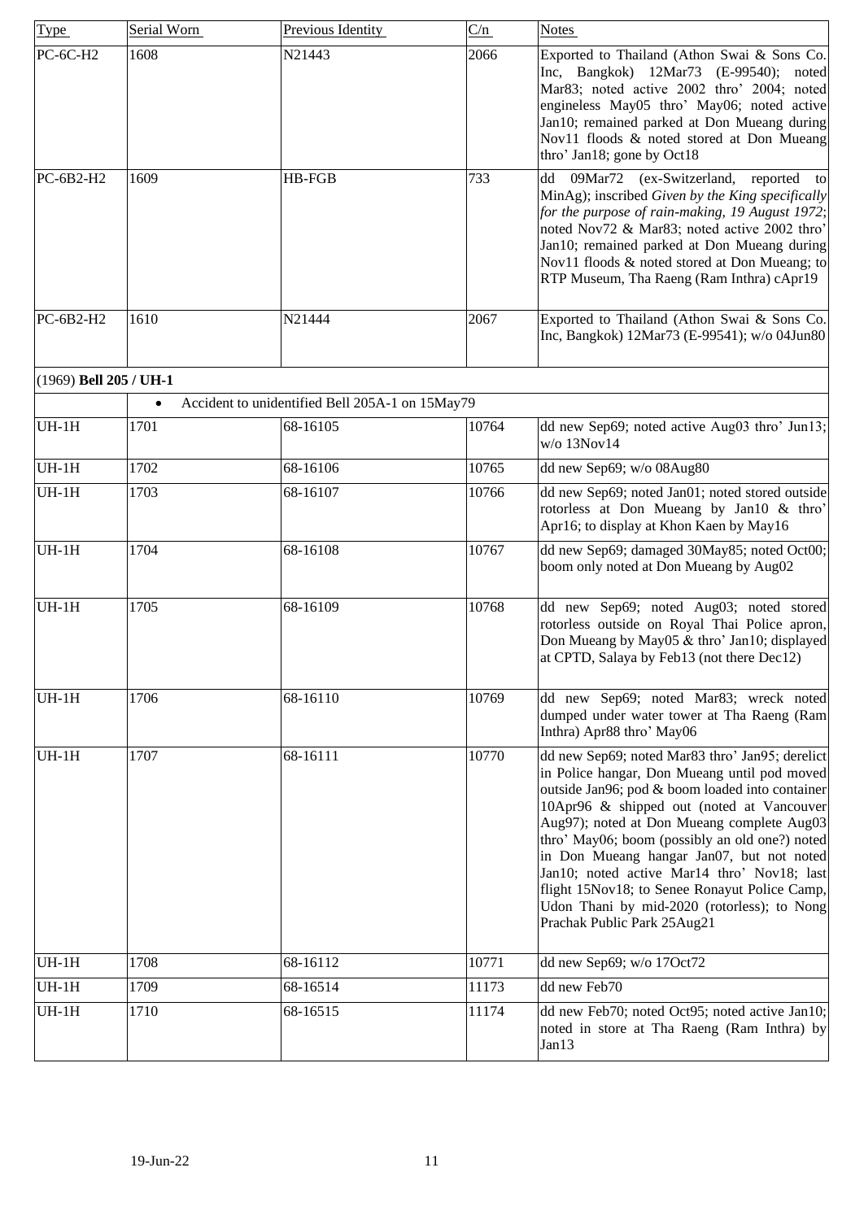| Type | Serial Worn | Previous Identity | C/n | Notes |
|---|---|---|---|---|
| PC-6C-H2 | 1608 | N21443 | 2066 | Exported to Thailand (Athon Swai & Sons Co. Inc, Bangkok) 12Mar73 (E-99540); noted Mar83; noted active 2002 thro' 2004; noted engineless May05 thro' May06; noted active Jan10; remained parked at Don Mueang during Nov11 floods & noted stored at Don Mueang thro' Jan18; gone by Oct18 |
| PC-6B2-H2 | 1609 | HB-FGB | 733 | dd 09Mar72 (ex-Switzerland, reported to MinAg); inscribed *Given by the King specifically for the purpose of rain-making, 19 August 1972*; noted Nov72 & Mar83; noted active 2002 thro' Jan10; remained parked at Don Mueang during Nov11 floods & noted stored at Don Mueang; to RTP Museum, Tha Raeng (Ram Inthra) cApr19 |
| PC-6B2-H2 | 1610 | N21444 | 2067 | Exported to Thailand (Athon Swai & Sons Co. Inc, Bangkok) 12Mar73 (E-99541); w/o 04Jun80 |
| (1969) **Bell 205 / UH-1** | | | | |
| | • Accident to unidentified Bell 205A-1 on 15May79 | | | |
| UH-1H | 1701 | 68-16105 | 10764 | dd new Sep69; noted active Aug03 thro' Jun13; w/o 13Nov14 |
| UH-1H | 1702 | 68-16106 | 10765 | dd new Sep69; w/o 08Aug80 |
| UH-1H | 1703 | 68-16107 | 10766 | dd new Sep69; noted Jan01; noted stored outside rotorless at Don Mueang by Jan10 & thro' Apr16; to display at Khon Kaen by May16 |
| UH-1H | 1704 | 68-16108 | 10767 | dd new Sep69; damaged 30May85; noted Oct00; boom only noted at Don Mueang by Aug02 |
| UH-1H | 1705 | 68-16109 | 10768 | dd new Sep69; noted Aug03; noted stored rotorless outside on Royal Thai Police apron, Don Mueang by May05 & thro' Jan10; displayed at CPTD, Salaya by Feb13 (not there Dec12) |
| UH-1H | 1706 | 68-16110 | 10769 | dd new Sep69; noted Mar83; wreck noted dumped under water tower at Tha Raeng (Ram Inthra) Apr88 thro' May06 |
| UH-1H | 1707 | 68-16111 | 10770 | dd new Sep69; noted Mar83 thro' Jan95; derelict in Police hangar, Don Mueang until pod moved outside Jan96; pod & boom loaded into container 10Apr96 & shipped out (noted at Vancouver Aug97); noted at Don Mueang complete Aug03 thro' May06; boom (possibly an old one?) noted in Don Mueang hangar Jan07, but not noted Jan10; noted active Mar14 thro' Nov18; last flight 15Nov18; to Senee Ronayut Police Camp, Udon Thani by mid-2020 (rotorless); to Nong Prachak Public Park 25Aug21 |
| UH-1H | 1708 | 68-16112 | 10771 | dd new Sep69; w/o 17Oct72 |
| UH-1H | 1709 | 68-16514 | 11173 | dd new Feb70 |
| UH-1H | 1710 | 68-16515 | 11174 | dd new Feb70; noted Oct95; noted active Jan10; noted in store at Tha Raeng (Ram Inthra) by Jan13 |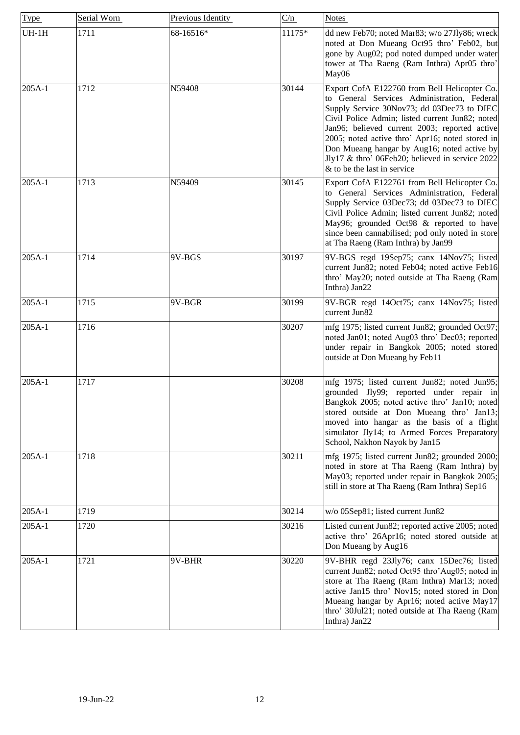| Type | Serial Worn | Previous Identity | C/n | Notes |
|---|---|---|---|---|
| UH-1H | 1711 | 68-16516* | 11175* | dd new Feb70; noted Mar83; w/o 27Jly86; wreck noted at Don Mueang Oct95 thro' Feb02, but gone by Aug02; pod noted dumped under water tower at Tha Raeng (Ram Inthra) Apr05 thro' May06 |
| 205A-1 | 1712 | N59408 | 30144 | Export CofA E122760 from Bell Helicopter Co. to General Services Administration, Federal Supply Service 30Nov73; dd 03Dec73 to DIEC Civil Police Admin; listed current Jun82; noted Jan96; believed current 2003; reported active 2005; noted active thro' Apr16; noted stored in Don Mueang hangar by Aug16; noted active by Jly17 & thro' 06Feb20; believed in service 2022 & to be the last in service |
| 205A-1 | 1713 | N59409 | 30145 | Export CofA E122761 from Bell Helicopter Co. to General Services Administration, Federal Supply Service 03Dec73; dd 03Dec73 to DIEC Civil Police Admin; listed current Jun82; noted May96; grounded Oct98 & reported to have since been cannabilised; pod only noted in store at Tha Raeng (Ram Inthra) by Jan99 |
| 205A-1 | 1714 | 9V-BGS | 30197 | 9V-BGS regd 19Sep75; canx 14Nov75; listed current Jun82; noted Feb04; noted active Feb16 thro' May20; noted outside at Tha Raeng (Ram Inthra) Jan22 |
| 205A-1 | 1715 | 9V-BGR | 30199 | 9V-BGR regd 14Oct75; canx 14Nov75; listed current Jun82 |
| 205A-1 | 1716 | | 30207 | mfg 1975; listed current Jun82; grounded Oct97; noted Jan01; noted Aug03 thro' Dec03; reported under repair in Bangkok 2005; noted stored outside at Don Mueang by Feb11 |
| 205A-1 | 1717 | | 30208 | mfg 1975; listed current Jun82; noted Jun95; grounded Jly99; reported under repair in Bangkok 2005; noted active thro' Jan10; noted stored outside at Don Mueang thro' Jan13; moved into hangar as the basis of a flight simulator Jly14; to Armed Forces Preparatory School, Nakhon Nayok by Jan15 |
| 205A-1 | 1718 | | 30211 | mfg 1975; listed current Jun82; grounded 2000; noted in store at Tha Raeng (Ram Inthra) by May03; reported under repair in Bangkok 2005; still in store at Tha Raeng (Ram Inthra) Sep16 |
| 205A-1 | 1719 | | 30214 | w/o 05Sep81; listed current Jun82 |
| 205A-1 | 1720 | | 30216 | Listed current Jun82; reported active 2005; noted active thro' 26Apr16; noted stored outside at Don Mueang by Aug16 |
| 205A-1 | 1721 | 9V-BHR | 30220 | 9V-BHR regd 23Jly76; canx 15Dec76; listed current Jun82; noted Oct95 thro'Aug05; noted in store at Tha Raeng (Ram Inthra) Mar13; noted active Jan15 thro' Nov15; noted stored in Don Mueang hangar by Apr16; noted active May17 thro' 30Jul21; noted outside at Tha Raeng (Ram Inthra) Jan22 |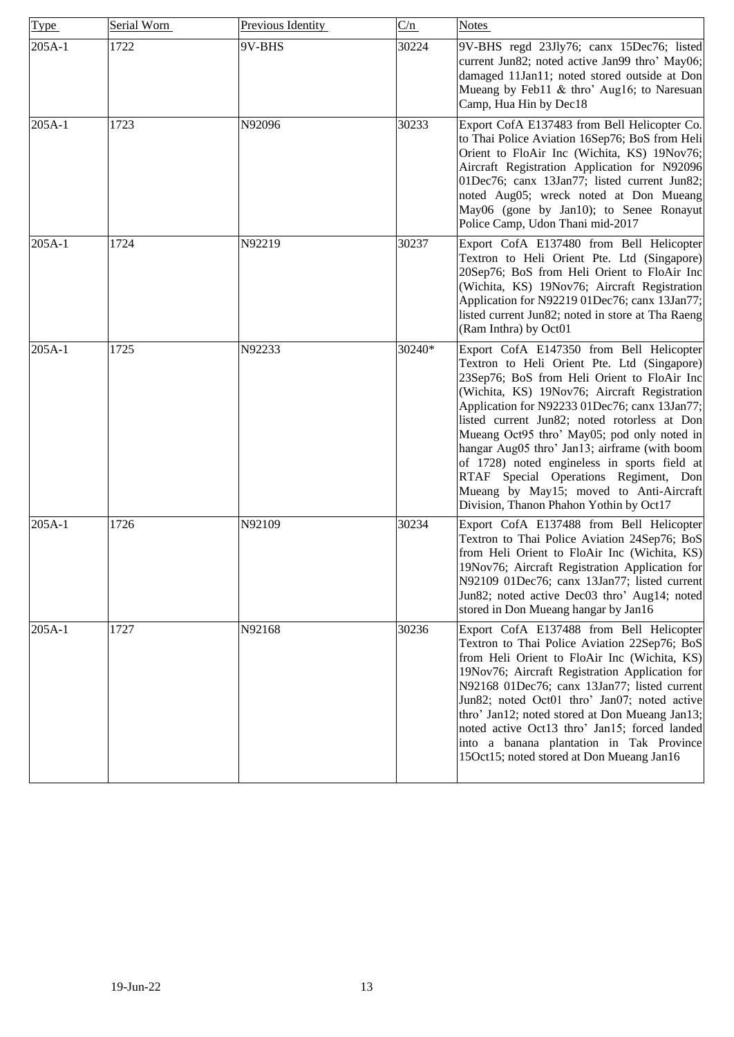| Type | Serial Worn | Previous Identity | C/n | Notes |
|---|---|---|---|---|
| 205A-1 | 1722 | 9V-BHS | 30224 | 9V-BHS regd 23Jly76; canx 15Dec76; listed current Jun82; noted active Jan99 thro' May06; damaged 11Jan11; noted stored outside at Don Mueang by Feb11 & thro' Aug16; to Naresuan Camp, Hua Hin by Dec18 |
| 205A-1 | 1723 | N92096 | 30233 | Export CofA E137483 from Bell Helicopter Co. to Thai Police Aviation 16Sep76; BoS from Heli Orient to FloAir Inc (Wichita, KS) 19Nov76; Aircraft Registration Application for N92096 01Dec76; canx 13Jan77; listed current Jun82; noted Aug05; wreck noted at Don Mueang May06 (gone by Jan10); to Senee Ronayut Police Camp, Udon Thani mid-2017 |
| 205A-1 | 1724 | N92219 | 30237 | Export CofA E137480 from Bell Helicopter Textron to Heli Orient Pte. Ltd (Singapore) 20Sep76; BoS from Heli Orient to FloAir Inc (Wichita, KS) 19Nov76; Aircraft Registration Application for N92219 01Dec76; canx 13Jan77; listed current Jun82; noted in store at Tha Raeng (Ram Inthra) by Oct01 |
| 205A-1 | 1725 | N92233 | 30240* | Export CofA E147350 from Bell Helicopter Textron to Heli Orient Pte. Ltd (Singapore) 23Sep76; BoS from Heli Orient to FloAir Inc (Wichita, KS) 19Nov76; Aircraft Registration Application for N92233 01Dec76; canx 13Jan77; listed current Jun82; noted rotorless at Don Mueang Oct95 thro' May05; pod only noted in hangar Aug05 thro' Jan13; airframe (with boom of 1728) noted engineless in sports field at RTAF Special Operations Regiment, Don Mueang by May15; moved to Anti-Aircraft Division, Thanon Phahon Yothin by Oct17 |
| 205A-1 | 1726 | N92109 | 30234 | Export CofA E137488 from Bell Helicopter Textron to Thai Police Aviation 24Sep76; BoS from Heli Orient to FloAir Inc (Wichita, KS) 19Nov76; Aircraft Registration Application for N92109 01Dec76; canx 13Jan77; listed current Jun82; noted active Dec03 thro' Aug14; noted stored in Don Mueang hangar by Jan16 |
| 205A-1 | 1727 | N92168 | 30236 | Export CofA E137488 from Bell Helicopter Textron to Thai Police Aviation 22Sep76; BoS from Heli Orient to FloAir Inc (Wichita, KS) 19Nov76; Aircraft Registration Application for N92168 01Dec76; canx 13Jan77; listed current Jun82; noted Oct01 thro' Jan07; noted active thro' Jan12; noted stored at Don Mueang Jan13; noted active Oct13 thro' Jan15; forced landed into a banana plantation in Tak Province 15Oct15; noted stored at Don Mueang Jan16 |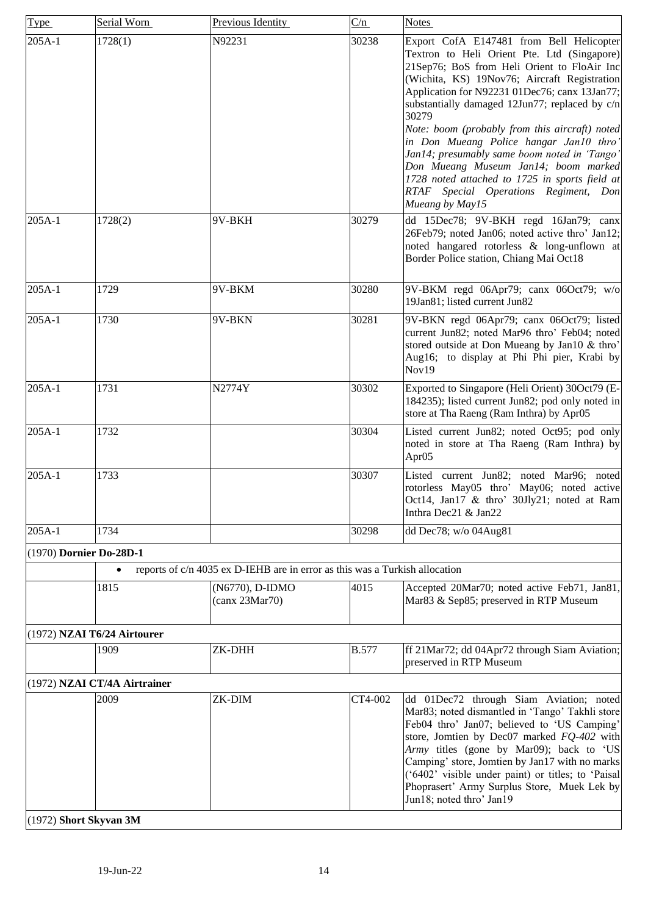| Type | Serial Worn | Previous Identity | C/n | Notes |
|---|---|---|---|---|
| 205A-1 | 1728(1) | N92231 | 30238 | Export CofA E147481 from Bell Helicopter Textron to Heli Orient Pte. Ltd (Singapore) 21Sep76; BoS from Heli Orient to FloAir Inc (Wichita, KS) 19Nov76; Aircraft Registration Application for N92231 01Dec76; canx 13Jan77; substantially damaged 12Jun77; replaced by c/n 30279 *Note: boom (probably from this aircraft) noted in Don Mueang Police hangar Jan10 thro' Jan14; presumably same boom noted in 'Tango' Don Mueang Museum Jan14; boom marked 1728 noted attached to 1725 in sports field at RTAF Special Operations Regiment, Don Mueang by May15* |
| 205A-1 | 1728(2) | 9V-BKH | 30279 | dd 15Dec78; 9V-BKH regd 16Jan79; canx 26Feb79; noted Jan06; noted active thro' Jan12; noted hangared rotorless & long-unflown at Border Police station, Chiang Mai Oct18 |
| 205A-1 | 1729 | 9V-BKM | 30280 | 9V-BKM regd 06Apr79; canx 06Oct79; w/o 19Jan81; listed current Jun82 |
| 205A-1 | 1730 | 9V-BKN | 30281 | 9V-BKN regd 06Apr79; canx 06Oct79; listed current Jun82; noted Mar96 thro' Feb04; noted stored outside at Don Mueang by Jan10 & thro' Aug16; to display at Phi Phi pier, Krabi by Nov19 |
| 205A-1 | 1731 | N2774Y | 30302 | Exported to Singapore (Heli Orient) 30Oct79 (E-184235); listed current Jun82; pod only noted in store at Tha Raeng (Ram Inthra) by Apr05 |
| 205A-1 | 1732 | | 30304 | Listed current Jun82; noted Oct95; pod only noted in store at Tha Raeng (Ram Inthra) by Apr05 |
| 205A-1 | 1733 | | 30307 | Listed current Jun82; noted Mar96; noted rotorless May05 thro' May06; noted active Oct14, Jan17 & thro' 30Jly21; noted at Ram Inthra Dec21 & Jan22 |
| 205A-1 | 1734 | | 30298 | dd Dec78; w/o 04Aug81 |
| (1970) **Dornier Do-28D-1** | | | | |
| | • reports of c/n 4035 ex D-IEHB are in error as this was a Turkish allocation | | | |
| | 1815 | (N6770), D-IDMO (canx 23Mar70) | 4015 | Accepted 20Mar70; noted active Feb71, Jan81, Mar83 & Sep85; preserved in RTP Museum |
| (1972) **NZAI T6/24 Airtourer** | | | | |
| | 1909 | ZK-DHH | B.577 | ff 21Mar72; dd 04Apr72 through Siam Aviation; preserved in RTP Museum |
| (1972) **NZAI CT/4A Airtrainer** | | | | |
| | 2009 | ZK-DIM | CT4-002 | dd 01Dec72 through Siam Aviation; noted Mar83; noted dismantled in 'Tango' Takhli store Feb04 thro' Jan07; believed to 'US Camping' store, Jomtien by Dec07 marked *FQ-402* with *Army* titles (gone by Mar09); back to 'US Camping' store, Jomtien by Jan17 with no marks ('6402' visible under paint) or titles; to 'Paisal Phoprasert' Army Surplus Store, Muek Lek by Jun18; noted thro' Jan19 |
| (1972) **Short Skyvan 3M** | | | | |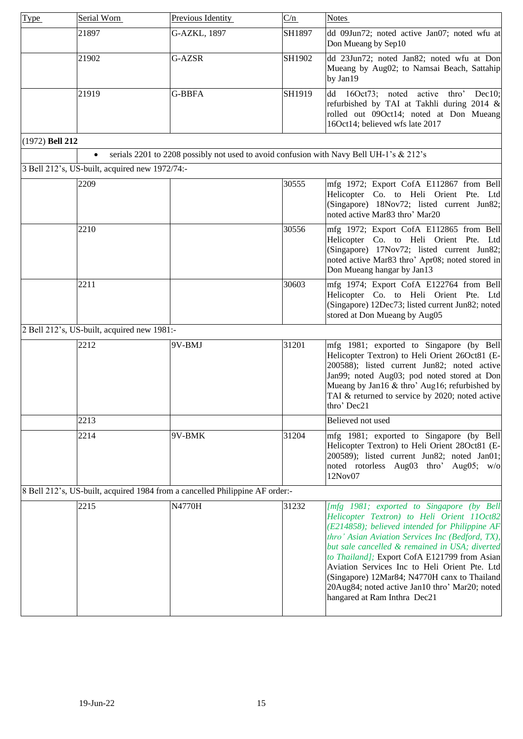| Type | Serial Worn | Previous Identity | C/n | Notes |
|---|---|---|---|---|
| | 21897 | G-AZKL, 1897 | SH1897 | dd 09Jun72; noted active Jan07; noted wfu at Don Mueang by Sep10 |
| | 21902 | G-AZSR | SH1902 | dd 23Jun72; noted Jan82; noted wfu at Don Mueang by Aug02; to Namsai Beach, Sattahip by Jan19 |
| | 21919 | G-BBFA | SH1919 | dd 16Oct73; noted active thro' Dec10; refurbished by TAI at Takhli during 2014 & rolled out 09Oct14; noted at Don Mueang 16Oct14; believed wfs late 2017 |
| (1972) **Bell 212** | | | | |
| | • serials 2201 to 2208 possibly not used to avoid confusion with Navy Bell UH-1's & 212's | | | |
| 3 Bell 212's, US-built, acquired new 1972/74:- | | | | |
| | 2209 | | 30555 | mfg 1972; Export CofA E112867 from Bell Helicopter Co. to Heli Orient Pte. Ltd (Singapore) 18Nov72; listed current Jun82; noted active Mar83 thro' Mar20 |
| | 2210 | | 30556 | mfg 1972; Export CofA E112865 from Bell Helicopter Co. to Heli Orient Pte. Ltd (Singapore) 17Nov72; listed current Jun82; noted active Mar83 thro' Apr08; noted stored in Don Mueang hangar by Jan13 |
| | 2211 | | 30603 | mfg 1974; Export CofA E122764 from Bell Helicopter Co. to Heli Orient Pte. Ltd (Singapore) 12Dec73; listed current Jun82; noted stored at Don Mueang by Aug05 |
| 2 Bell 212's, US-built, acquired new 1981:- | | | | |
| | 2212 | 9V-BMJ | 31201 | mfg 1981; exported to Singapore (by Bell Helicopter Textron) to Heli Orient 26Oct81 (E-200588); listed current Jun82; noted active Jan99; noted Aug03; pod noted stored at Don Mueang by Jan16 & thro' Aug16; refurbished by TAI & returned to service by 2020; noted active thro' Dec21 |
| | 2213 | | | Believed not used |
| | 2214 | 9V-BMK | 31204 | mfg 1981; exported to Singapore (by Bell Helicopter Textron) to Heli Orient 28Oct81 (E-200589); listed current Jun82; noted Jan01; noted rotorless Aug03 thro' Aug05; w/o 12Nov07 |
| 8 Bell 212's, US-built, acquired 1984 from a cancelled Philippine AF order:- | | | | |
| | 2215 | N4770H | 31232 | *[mfg 1981; exported to Singapore (by Bell Helicopter Textron) to Heli Orient 11Oct82 (E214858); believed intended for Philippine AF thro' Asian Aviation Services Inc (Bedford, TX), but sale cancelled & remained in USA; diverted to Thailand];* Export CofA E121799 from Asian Aviation Services Inc to Heli Orient Pte. Ltd (Singapore) 12Mar84; N4770H canx to Thailand 20Aug84; noted active Jan10 thro' Mar20; noted hangared at Ram Inthra Dec21 |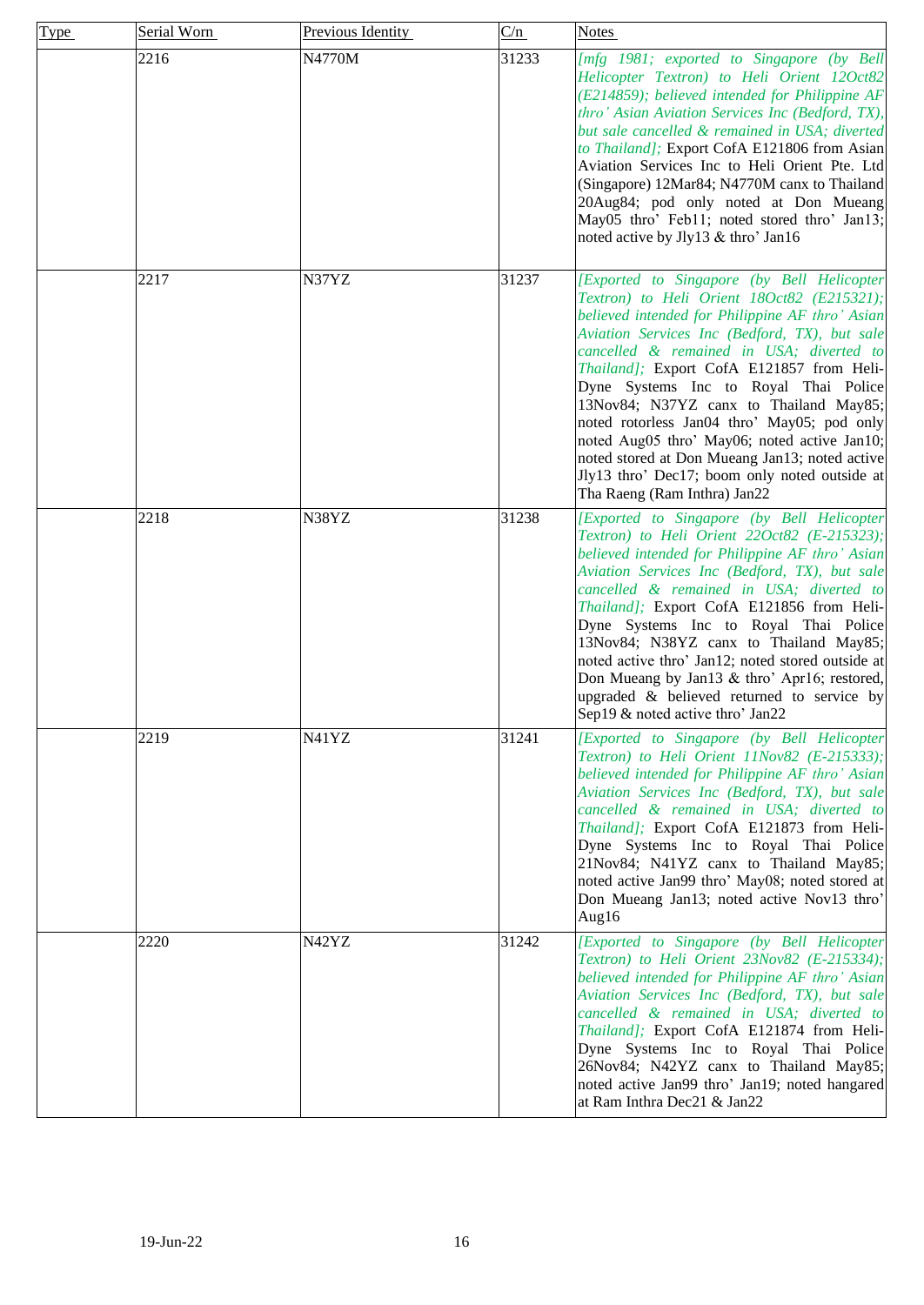| Type | Serial Worn | Previous Identity | C/n | Notes |
|---|---|---|---|---|
| | 2216 | N4770M | 31233 | *[mfg 1981; exported to Singapore (by Bell Helicopter Textron) to Heli Orient 12Oct82 (E214859); believed intended for Philippine AF thro' Asian Aviation Services Inc (Bedford, TX), but sale cancelled & remained in USA; diverted to Thailand];* Export CofA E121806 from Asian Aviation Services Inc to Heli Orient Pte. Ltd (Singapore) 12Mar84; N4770M canx to Thailand 20Aug84; pod only noted at Don Mueang May05 thro' Feb11; noted stored thro' Jan13; noted active by Jly13 & thro' Jan16 |
| | 2217 | N37YZ | 31237 | *[Exported to Singapore (by Bell Helicopter Textron) to Heli Orient 18Oct82 (E215321); believed intended for Philippine AF thro' Asian Aviation Services Inc (Bedford, TX), but sale cancelled & remained in USA; diverted to Thailand];* Export CofA E121857 from Heli-Dyne Systems Inc to Royal Thai Police 13Nov84; N37YZ canx to Thailand May85; noted rotorless Jan04 thro' May05; pod only noted Aug05 thro' May06; noted active Jan10; noted stored at Don Mueang Jan13; noted active Jly13 thro' Dec17; boom only noted outside at Tha Raeng (Ram Inthra) Jan22 |
| | 2218 | N38YZ | 31238 | *[Exported to Singapore (by Bell Helicopter Textron) to Heli Orient 22Oct82 (E-215323); believed intended for Philippine AF thro' Asian Aviation Services Inc (Bedford, TX), but sale cancelled & remained in USA; diverted to Thailand];* Export CofA E121856 from Heli-Dyne Systems Inc to Royal Thai Police 13Nov84; N38YZ canx to Thailand May85; noted active thro' Jan12; noted stored outside at Don Mueang by Jan13 & thro' Apr16; restored, upgraded & believed returned to service by Sep19 & noted active thro' Jan22 |
| | 2219 | N41YZ | 31241 | *[Exported to Singapore (by Bell Helicopter Textron) to Heli Orient 11Nov82 (E-215333); believed intended for Philippine AF thro' Asian Aviation Services Inc (Bedford, TX), but sale cancelled & remained in USA; diverted to Thailand];* Export CofA E121873 from Heli-Dyne Systems Inc to Royal Thai Police 21Nov84; N41YZ canx to Thailand May85; noted active Jan99 thro' May08; noted stored at Don Mueang Jan13; noted active Nov13 thro' Aug16 |
| | 2220 | N42YZ | 31242 | *[Exported to Singapore (by Bell Helicopter Textron) to Heli Orient 23Nov82 (E-215334); believed intended for Philippine AF thro' Asian Aviation Services Inc (Bedford, TX), but sale cancelled & remained in USA; diverted to Thailand];* Export CofA E121874 from Heli-Dyne Systems Inc to Royal Thai Police 26Nov84; N42YZ canx to Thailand May85; noted active Jan99 thro' Jan19; noted hangared at Ram Inthra Dec21 & Jan22 |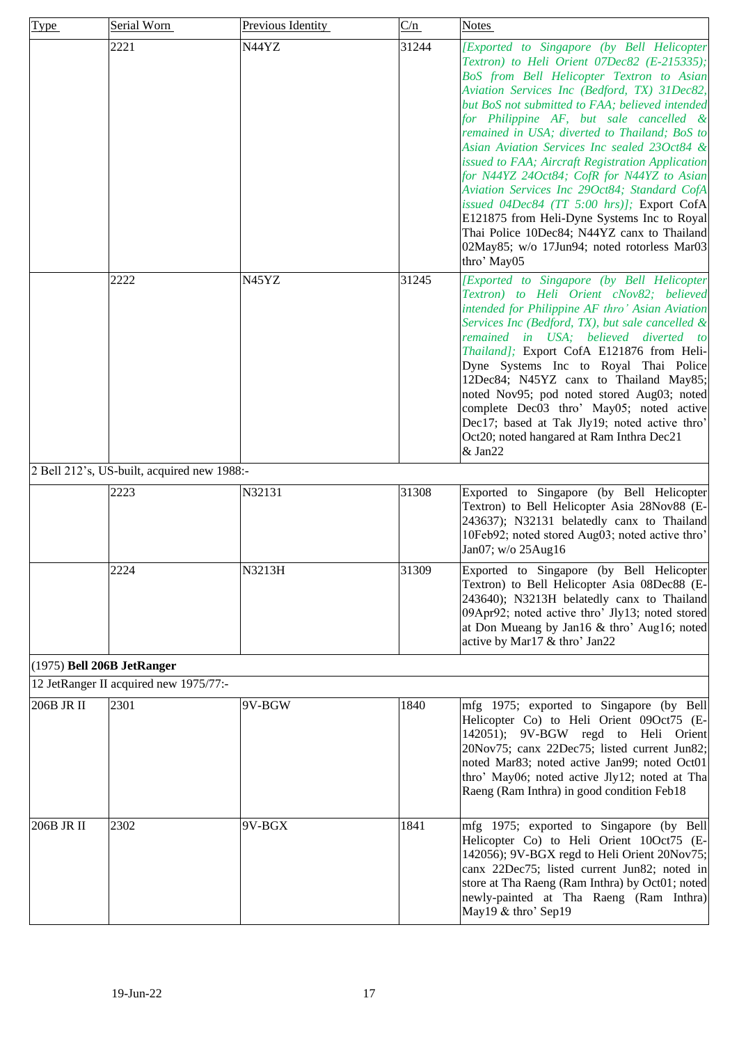| Type | Serial Worn | Previous Identity | C/n | Notes |
|---|---|---|---|---|
| | 2221 | N44YZ | 31244 | *[Exported to Singapore (by Bell Helicopter Textron) to Heli Orient 07Dec82 (E-215335); BoS from Bell Helicopter Textron to Asian Aviation Services Inc (Bedford, TX) 31Dec82, but BoS not submitted to FAA; believed intended for Philippine AF, but sale cancelled & remained in USA; diverted to Thailand; BoS to Asian Aviation Services Inc sealed 23Oct84 & issued to FAA; Aircraft Registration Application for N44YZ 24Oct84; CofR for N44YZ to Asian Aviation Services Inc 29Oct84; Standard CofA issued 04Dec84 (TT 5:00 hrs)];* Export CofA E121875 from Heli-Dyne Systems Inc to Royal Thai Police 10Dec84; N44YZ canx to Thailand 02May85; w/o 17Jun94; noted rotorless Mar03 thro' May05 |
| | 2222 | N45YZ | 31245 | *[Exported to Singapore (by Bell Helicopter Textron) to Heli Orient cNov82; believed intended for Philippine AF thro' Asian Aviation Services Inc (Bedford, TX), but sale cancelled & remained in USA; believed diverted to Thailand];* Export CofA E121876 from Heli-Dyne Systems Inc to Royal Thai Police 12Dec84; N45YZ canx to Thailand May85; noted Nov95; pod noted stored Aug03; noted complete Dec03 thro' May05; noted active Dec17; based at Tak Jly19; noted active thro' Oct20; noted hangared at Ram Inthra Dec21 & Jan22 |
| 2 Bell 212's, US-built, acquired new 1988:- | | | | |
| | 2223 | N32131 | 31308 | Exported to Singapore (by Bell Helicopter Textron) to Bell Helicopter Asia 28Nov88 (E-243637); N32131 belatedly canx to Thailand 10Feb92; noted stored Aug03; noted active thro' Jan07; w/o 25Aug16 |
| | 2224 | N3213H | 31309 | Exported to Singapore (by Bell Helicopter Textron) to Bell Helicopter Asia 08Dec88 (E-243640); N3213H belatedly canx to Thailand 09Apr92; noted active thro' Jly13; noted stored at Don Mueang by Jan16 & thro' Aug16; noted active by Mar17 & thro' Jan22 |
| (1975) **Bell 206B JetRanger** | | | | |
| 12 JetRanger II acquired new 1975/77:- | | | | |
| 206B JR II | 2301 | 9V-BGW | 1840 | mfg 1975; exported to Singapore (by Bell Helicopter Co) to Heli Orient 09Oct75 (E-142051); 9V-BGW regd to Heli Orient 20Nov75; canx 22Dec75; listed current Jun82; noted Mar83; noted active Jan99; noted Oct01 thro' May06; noted active Jly12; noted at Tha Raeng (Ram Inthra) in good condition Feb18 |
| 206B JR II | 2302 | 9V-BGX | 1841 | mfg 1975; exported to Singapore (by Bell Helicopter Co) to Heli Orient 10Oct75 (E-142056); 9V-BGX regd to Heli Orient 20Nov75; canx 22Dec75; listed current Jun82; noted in store at Tha Raeng (Ram Inthra) by Oct01; noted newly-painted at Tha Raeng (Ram Inthra) May19 & thro' Sep19 |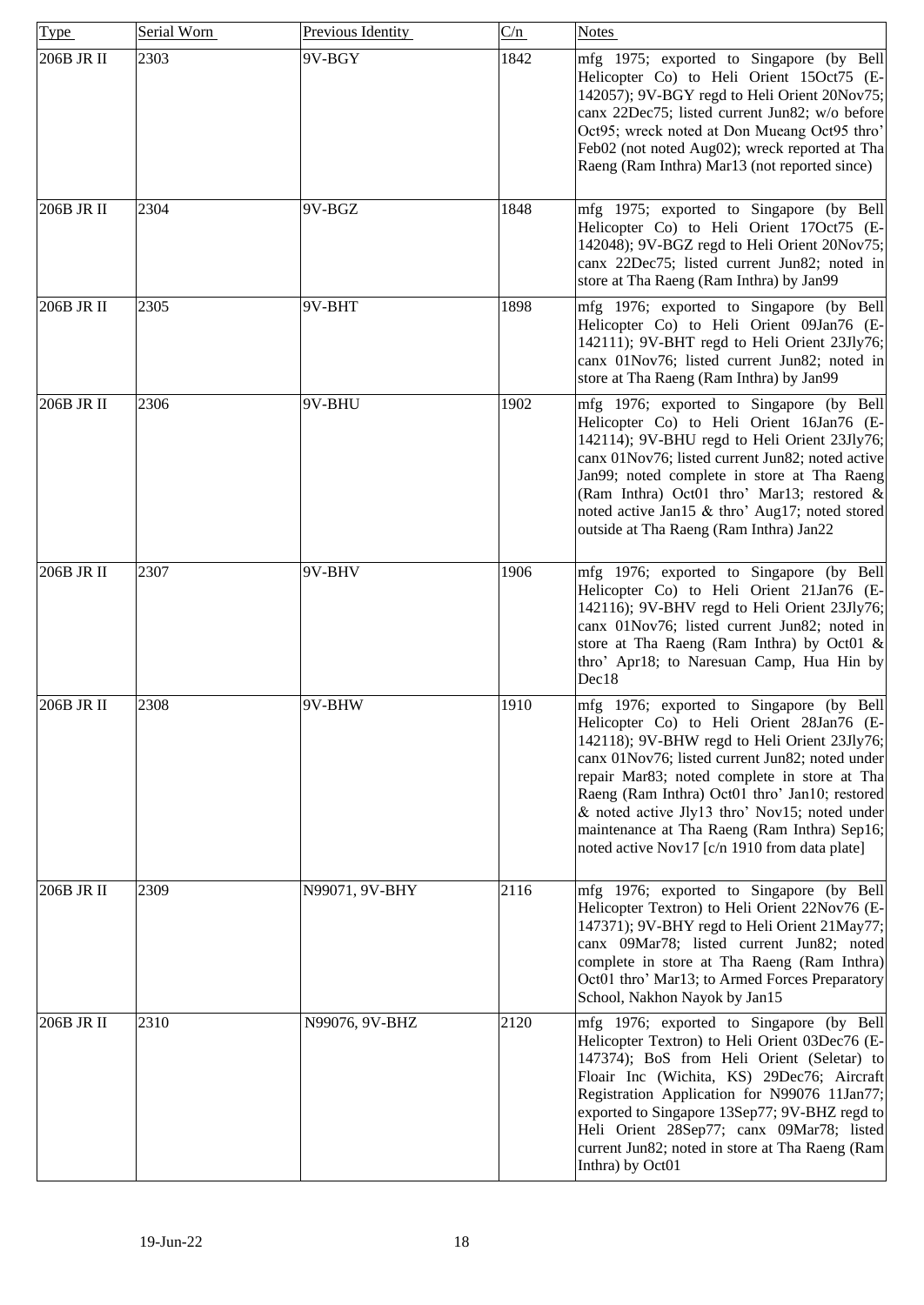| Type | Serial Worn | Previous Identity | C/n | Notes |
|---|---|---|---|---|
| 206B JR II | 2303 | 9V-BGY | 1842 | mfg 1975; exported to Singapore (by Bell Helicopter Co) to Heli Orient 15Oct75 (E-142057); 9V-BGY regd to Heli Orient 20Nov75; canx 22Dec75; listed current Jun82; w/o before Oct95; wreck noted at Don Mueang Oct95 thro' Feb02 (not noted Aug02); wreck reported at Tha Raeng (Ram Inthra) Mar13 (not reported since) |
| 206B JR II | 2304 | 9V-BGZ | 1848 | mfg 1975; exported to Singapore (by Bell Helicopter Co) to Heli Orient 17Oct75 (E-142048); 9V-BGZ regd to Heli Orient 20Nov75; canx 22Dec75; listed current Jun82; noted in store at Tha Raeng (Ram Inthra) by Jan99 |
| 206B JR II | 2305 | 9V-BHT | 1898 | mfg 1976; exported to Singapore (by Bell Helicopter Co) to Heli Orient 09Jan76 (E-142111); 9V-BHT regd to Heli Orient 23Jly76; canx 01Nov76; listed current Jun82; noted in store at Tha Raeng (Ram Inthra) by Jan99 |
| 206B JR II | 2306 | 9V-BHU | 1902 | mfg 1976; exported to Singapore (by Bell Helicopter Co) to Heli Orient 16Jan76 (E-142114); 9V-BHU regd to Heli Orient 23Jly76; canx 01Nov76; listed current Jun82; noted active Jan99; noted complete in store at Tha Raeng (Ram Inthra) Oct01 thro' Mar13; restored & noted active Jan15 & thro' Aug17; noted stored outside at Tha Raeng (Ram Inthra) Jan22 |
| 206B JR II | 2307 | 9V-BHV | 1906 | mfg 1976; exported to Singapore (by Bell Helicopter Co) to Heli Orient 21Jan76 (E-142116); 9V-BHV regd to Heli Orient 23Jly76; canx 01Nov76; listed current Jun82; noted in store at Tha Raeng (Ram Inthra) by Oct01 & thro' Apr18; to Naresuan Camp, Hua Hin by Dec18 |
| 206B JR II | 2308 | 9V-BHW | 1910 | mfg 1976; exported to Singapore (by Bell Helicopter Co) to Heli Orient 28Jan76 (E-142118); 9V-BHW regd to Heli Orient 23Jly76; canx 01Nov76; listed current Jun82; noted under repair Mar83; noted complete in store at Tha Raeng (Ram Inthra) Oct01 thro' Jan10; restored & noted active Jly13 thro' Nov15; noted under maintenance at Tha Raeng (Ram Inthra) Sep16; noted active Nov17 [c/n 1910 from data plate] |
| 206B JR II | 2309 | N99071, 9V-BHY | 2116 | mfg 1976; exported to Singapore (by Bell Helicopter Textron) to Heli Orient 22Nov76 (E-147371); 9V-BHY regd to Heli Orient 21May77; canx 09Mar78; listed current Jun82; noted complete in store at Tha Raeng (Ram Inthra) Oct01 thro' Mar13; to Armed Forces Preparatory School, Nakhon Nayok by Jan15 |
| 206B JR II | 2310 | N99076, 9V-BHZ | 2120 | mfg 1976; exported to Singapore (by Bell Helicopter Textron) to Heli Orient 03Dec76 (E-147374); BoS from Heli Orient (Seletar) to Floair Inc (Wichita, KS) 29Dec76; Aircraft Registration Application for N99076 11Jan77; exported to Singapore 13Sep77; 9V-BHZ regd to Heli Orient 28Sep77; canx 09Mar78; listed current Jun82; noted in store at Tha Raeng (Ram Inthra) by Oct01 |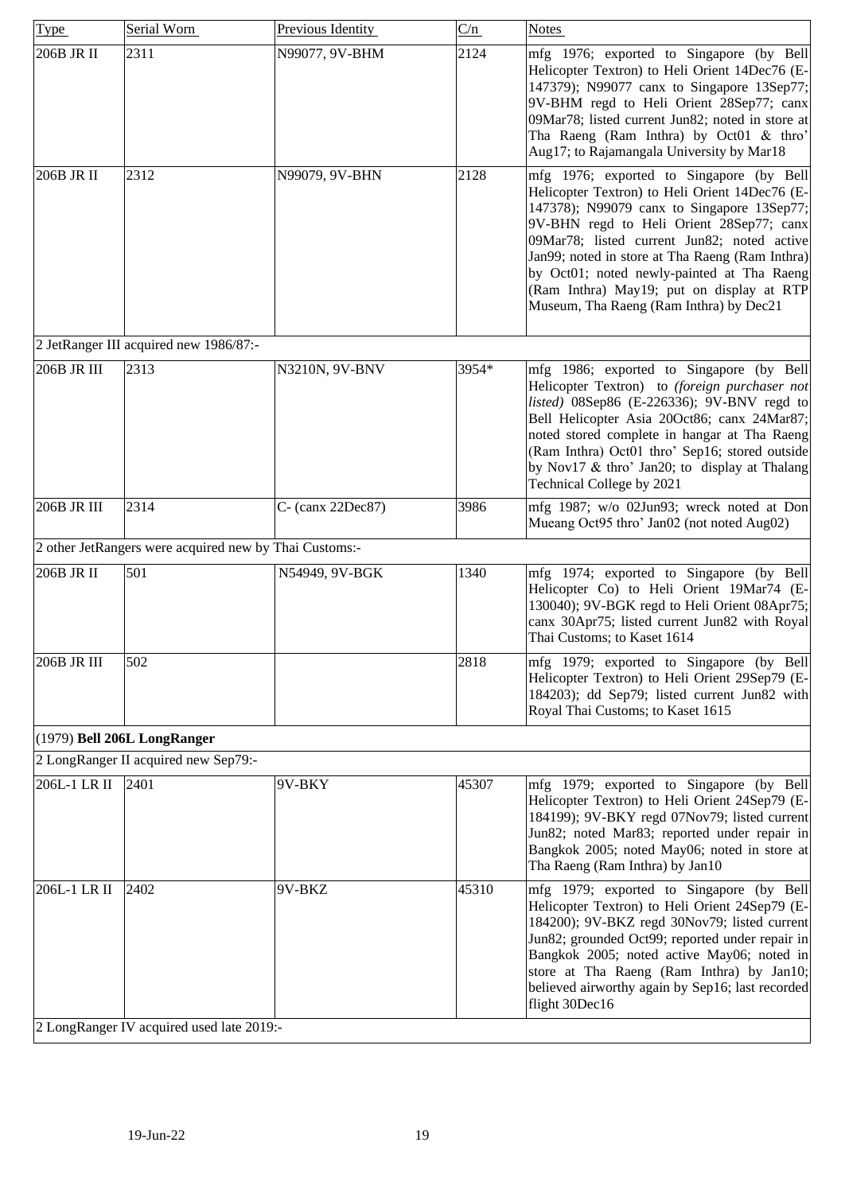| Type | Serial Worn | Previous Identity | C/n | Notes |
|---|---|---|---|---|
| 206B JR II | 2311 | N99077, 9V-BHM | 2124 | mfg 1976; exported to Singapore (by Bell Helicopter Textron) to Heli Orient 14Dec76 (E-147379); N99077 canx to Singapore 13Sep77; 9V-BHM regd to Heli Orient 28Sep77; canx 09Mar78; listed current Jun82; noted in store at Tha Raeng (Ram Inthra) by Oct01 & thro' Aug17; to Rajamangala University by Mar18 |
| 206B JR II | 2312 | N99079, 9V-BHN | 2128 | mfg 1976; exported to Singapore (by Bell Helicopter Textron) to Heli Orient 14Dec76 (E-147378); N99079 canx to Singapore 13Sep77; 9V-BHN regd to Heli Orient 28Sep77; canx 09Mar78; listed current Jun82; noted active Jan99; noted in store at Tha Raeng (Ram Inthra) by Oct01; noted newly-painted at Tha Raeng (Ram Inthra) May19; put on display at RTP Museum, Tha Raeng (Ram Inthra) by Dec21 |
| 2 JetRanger III acquired new 1986/87:- | | | | |
| 206B JR III | 2313 | N3210N, 9V-BNV | 3954* | mfg 1986; exported to Singapore (by Bell Helicopter Textron) to *(foreign purchaser not listed)* 08Sep86 (E-226336); 9V-BNV regd to Bell Helicopter Asia 20Oct86; canx 24Mar87; noted stored complete in hangar at Tha Raeng (Ram Inthra) Oct01 thro' Sep16; stored outside by Nov17 & thro' Jan20; to display at Thalang Technical College by 2021 |
| 206B JR III | 2314 | C- (canx 22Dec87) | 3986 | mfg 1987; w/o 02Jun93; wreck noted at Don Mueang Oct95 thro' Jan02 (not noted Aug02) |
| 2 other JetRangers were acquired new by Thai Customs:- | | | | |
| 206B JR II | 501 | N54949, 9V-BGK | 1340 | mfg 1974; exported to Singapore (by Bell Helicopter Co) to Heli Orient 19Mar74 (E-130040); 9V-BGK regd to Heli Orient 08Apr75; canx 30Apr75; listed current Jun82 with Royal Thai Customs; to Kaset 1614 |
| 206B JR III | 502 | | 2818 | mfg 1979; exported to Singapore (by Bell Helicopter Textron) to Heli Orient 29Sep79 (E-184203); dd Sep79; listed current Jun82 with Royal Thai Customs; to Kaset 1615 |
| (1979) **Bell 206L LongRanger** | | | | |
| 2 LongRanger II acquired new Sep79:- | | | | |
| 206L-1 LR II | 2401 | 9V-BKY | 45307 | mfg 1979; exported to Singapore (by Bell Helicopter Textron) to Heli Orient 24Sep79 (E-184199); 9V-BKY regd 07Nov79; listed current Jun82; noted Mar83; reported under repair in Bangkok 2005; noted May06; noted in store at Tha Raeng (Ram Inthra) by Jan10 |
| 206L-1 LR II | 2402 | 9V-BKZ | 45310 | mfg 1979; exported to Singapore (by Bell Helicopter Textron) to Heli Orient 24Sep79 (E-184200); 9V-BKZ regd 30Nov79; listed current Jun82; grounded Oct99; reported under repair in Bangkok 2005; noted active May06; noted in store at Tha Raeng (Ram Inthra) by Jan10; believed airworthy again by Sep16; last recorded flight 30Dec16 |
| 2 LongRanger IV acquired used late 2019:- | | | | |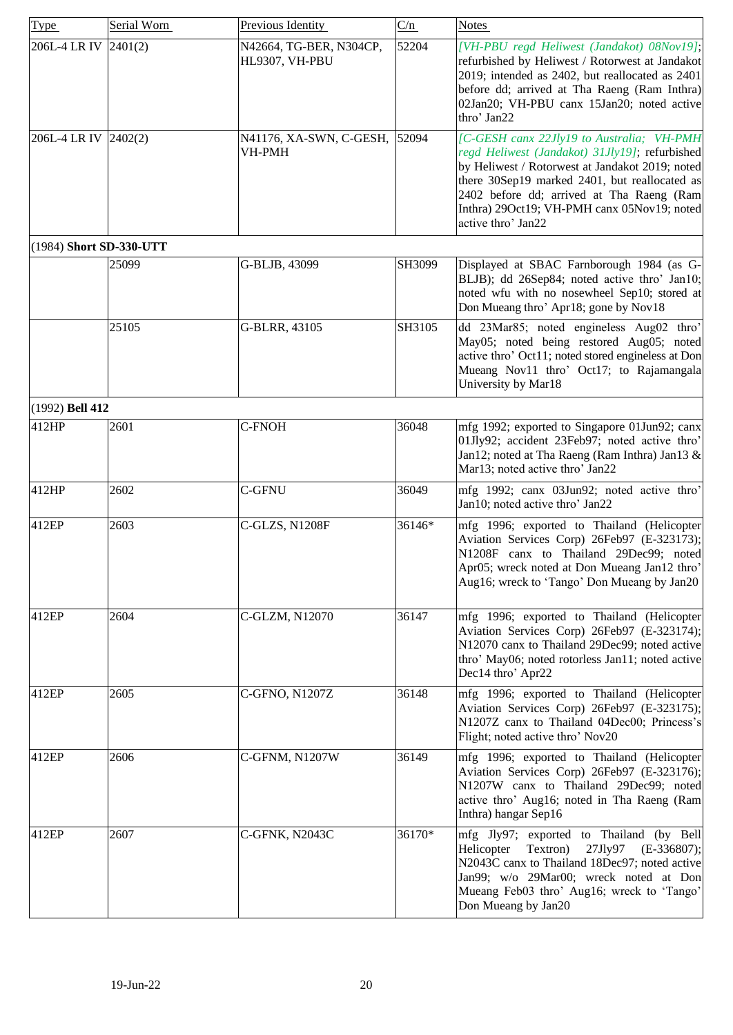| Type | Serial Worn | Previous Identity | C/n | Notes |
|---|---|---|---|---|
| 206L-4 LR IV | 2401(2) | N42664, TG-BER, N304CP, HL9307, VH-PBU | 52204 | *[VH-PBU regd Heliwest (Jandakot) 08Nov19]*; refurbished by Heliwest / Rotorwest at Jandakot 2019; intended as 2402, but reallocated as 2401 before dd; arrived at Tha Raeng (Ram Inthra) 02Jan20; VH-PBU canx 15Jan20; noted active thro' Jan22 |
| 206L-4 LR IV | 2402(2) | N41176, XA-SWN, C-GESH, VH-PMH | 52094 | *[C-GESH canx 22Jly19 to Australia; VH-PMH regd Heliwest (Jandakot) 31Jly19]*; refurbished by Heliwest / Rotorwest at Jandakot 2019; noted there 30Sep19 marked 2401, but reallocated as 2402 before dd; arrived at Tha Raeng (Ram Inthra) 29Oct19; VH-PMH canx 05Nov19; noted active thro' Jan22 |
| (1984) **Short SD-330-UTT** | | | | |
| | 25099 | G-BLJB, 43099 | SH3099 | Displayed at SBAC Farnborough 1984 (as G-BLJB); dd 26Sep84; noted active thro' Jan10; noted wfu with no nosewheel Sep10; stored at Don Mueang thro' Apr18; gone by Nov18 |
| | 25105 | G-BLRR, 43105 | SH3105 | dd 23Mar85; noted engineless Aug02 thro' May05; noted being restored Aug05; noted active thro' Oct11; noted stored engineless at Don Mueang Nov11 thro' Oct17; to Rajamangala University by Mar18 |
| (1992) **Bell 412** | | | | |
| 412HP | 2601 | C-FNOH | 36048 | mfg 1992; exported to Singapore 01Jun92; canx 01Jly92; accident 23Feb97; noted active thro' Jan12; noted at Tha Raeng (Ram Inthra) Jan13 & Mar13; noted active thro' Jan22 |
| 412HP | 2602 | C-GFNU | 36049 | mfg 1992; canx 03Jun92; noted active thro' Jan10; noted active thro' Jan22 |
| 412EP | 2603 | C-GLZS, N1208F | 36146* | mfg 1996; exported to Thailand (Helicopter Aviation Services Corp) 26Feb97 (E-323173); N1208F canx to Thailand 29Dec99; noted Apr05; wreck noted at Don Mueang Jan12 thro' Aug16; wreck to 'Tango' Don Mueang by Jan20 |
| 412EP | 2604 | C-GLZM, N12070 | 36147 | mfg 1996; exported to Thailand (Helicopter Aviation Services Corp) 26Feb97 (E-323174); N12070 canx to Thailand 29Dec99; noted active thro' May06; noted rotorless Jan11; noted active Dec14 thro' Apr22 |
| 412EP | 2605 | C-GFNO, N1207Z | 36148 | mfg 1996; exported to Thailand (Helicopter Aviation Services Corp) 26Feb97 (E-323175); N1207Z canx to Thailand 04Dec00; Princess's Flight; noted active thro' Nov20 |
| 412EP | 2606 | C-GFNM, N1207W | 36149 | mfg 1996; exported to Thailand (Helicopter Aviation Services Corp) 26Feb97 (E-323176); N1207W canx to Thailand 29Dec99; noted active thro' Aug16; noted in Tha Raeng (Ram Inthra) hangar Sep16 |
| 412EP | 2607 | C-GFNK, N2043C | 36170* | mfg Jly97; exported to Thailand (by Bell Helicopter Textron) 27Jly97 (E-336807); N2043C canx to Thailand 18Dec97; noted active Jan99; w/o 29Mar00; wreck noted at Don Mueang Feb03 thro' Aug16; wreck to 'Tango' Don Mueang by Jan20 |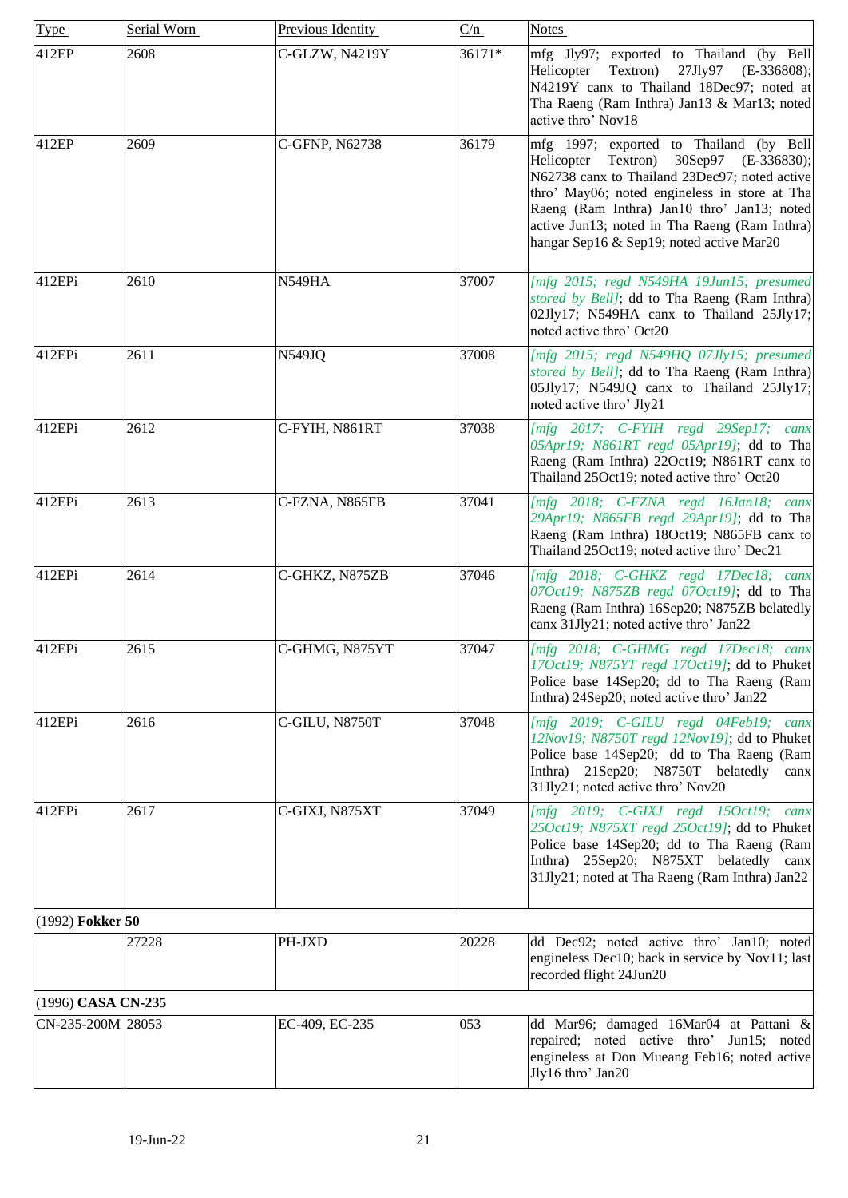| Type | Serial Worn | Previous Identity | C/n | Notes |
|---|---|---|---|---|
| 412EP | 2608 | C-GLZW, N4219Y | 36171* | mfg Jly97; exported to Thailand (by Bell Helicopter Textron) 27Jly97 (E-336808); N4219Y canx to Thailand 18Dec97; noted at Tha Raeng (Ram Inthra) Jan13 & Mar13; noted active thro' Nov18 |
| 412EP | 2609 | C-GFNP, N62738 | 36179 | mfg 1997; exported to Thailand (by Bell Helicopter Textron) 30Sep97 (E-336830); N62738 canx to Thailand 23Dec97; noted active thro' May06; noted engineless in store at Tha Raeng (Ram Inthra) Jan10 thro' Jan13; noted active Jun13; noted in Tha Raeng (Ram Inthra) hangar Sep16 & Sep19; noted active Mar20 |
| 412EPi | 2610 | N549HA | 37007 | *[mfg 2015; regd N549HA 19Jun15; presumed stored by Bell]*; dd to Tha Raeng (Ram Inthra) 02Jly17; N549HA canx to Thailand 25Jly17; noted active thro' Oct20 |
| 412EPi | 2611 | N549JQ | 37008 | *[mfg 2015; regd N549HQ 07Jly15; presumed stored by Bell]*; dd to Tha Raeng (Ram Inthra) 05Jly17; N549JQ canx to Thailand 25Jly17; noted active thro' Jly21 |
| 412EPi | 2612 | C-FYIH, N861RT | 37038 | *[mfg 2017; C-FYIH regd 29Sep17; canx 05Apr19; N861RT regd 05Apr19]*; dd to Tha Raeng (Ram Inthra) 22Oct19; N861RT canx to Thailand 25Oct19; noted active thro' Oct20 |
| 412EPi | 2613 | C-FZNA, N865FB | 37041 | *[mfg 2018; C-FZNA regd 16Jan18; canx 29Apr19; N865FB regd 29Apr19]*; dd to Tha Raeng (Ram Inthra) 18Oct19; N865FB canx to Thailand 25Oct19; noted active thro' Dec21 |
| 412EPi | 2614 | C-GHKZ, N875ZB | 37046 | *[mfg 2018; C-GHKZ regd 17Dec18; canx 07Oct19; N875ZB regd 07Oct19]*; dd to Tha Raeng (Ram Inthra) 16Sep20; N875ZB belatedly canx 31Jly21; noted active thro' Jan22 |
| 412EPi | 2615 | C-GHMG, N875YT | 37047 | *[mfg 2018; C-GHMG regd 17Dec18; canx 17Oct19; N875YT regd 17Oct19]*; dd to Phuket Police base 14Sep20; dd to Tha Raeng (Ram Inthra) 24Sep20; noted active thro' Jan22 |
| 412EPi | 2616 | C-GILU, N8750T | 37048 | *[mfg 2019; C-GILU regd 04Feb19; canx 12Nov19; N8750T regd 12Nov19]*; dd to Phuket Police base 14Sep20; dd to Tha Raeng (Ram Inthra) 21Sep20; N8750T belatedly canx 31Jly21; noted active thro' Nov20 |
| 412EPi | 2617 | C-GIXJ, N875XT | 37049 | *[mfg 2019; C-GIXJ regd 15Oct19; canx 25Oct19; N875XT regd 25Oct19]*; dd to Phuket Police base 14Sep20; dd to Tha Raeng (Ram Inthra) 25Sep20; N875XT belatedly canx 31Jly21; noted at Tha Raeng (Ram Inthra) Jan22 |
| (1992) **Fokker 50** | | | | |
| | 27228 | PH-JXD | 20228 | dd Dec92; noted active thro' Jan10; noted engineless Dec10; back in service by Nov11; last recorded flight 24Jun20 |
| (1996) **CASA CN-235** | | | | |
| CN-235-200M | 28053 | EC-409, EC-235 | 053 | dd Mar96; damaged 16Mar04 at Pattani & repaired; noted active thro' Jun15; noted engineless at Don Mueang Feb16; noted active Jly16 thro' Jan20 |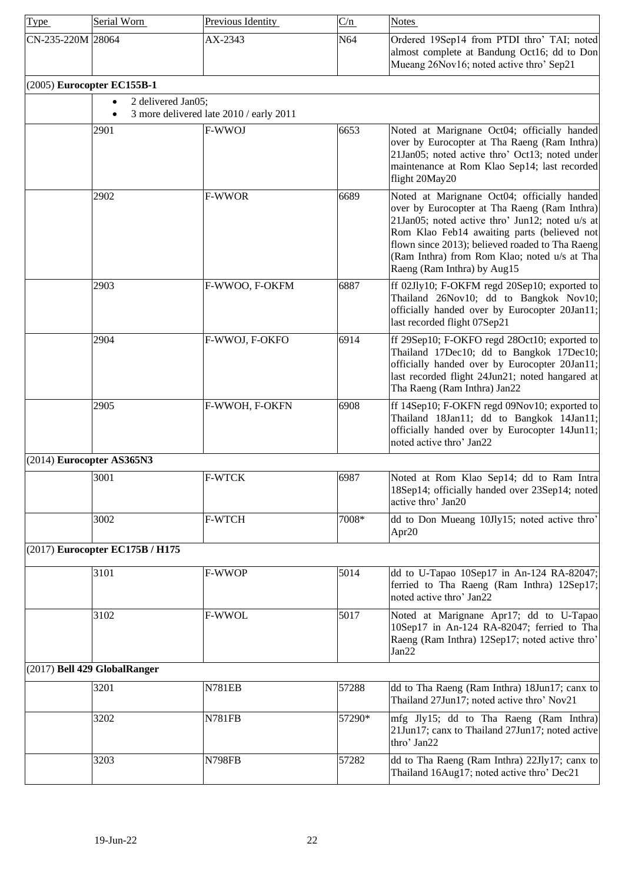| Type | Serial Worn | Previous Identity | C/n | Notes |
|---|---|---|---|---|
| CN-235-220M | 28064 | AX-2343 | N64 | Ordered 19Sep14 from PTDI thro' TAI; noted almost complete at Bandung Oct16; dd to Don Mueang 26Nov16; noted active thro' Sep21 |
| (2005) **Eurocopter EC155B-1** | | | | |
| | • 2 delivered Jan05; • 3 more delivered late 2010 / early 2011 | | | |
| | 2901 | F-WWOJ | 6653 | Noted at Marignane Oct04; officially handed over by Eurocopter at Tha Raeng (Ram Inthra) 21Jan05; noted active thro' Oct13; noted under maintenance at Rom Klao Sep14; last recorded flight 20May20 |
| | 2902 | F-WWOR | 6689 | Noted at Marignane Oct04; officially handed over by Eurocopter at Tha Raeng (Ram Inthra) 21Jan05; noted active thro' Jun12; noted u/s at Rom Klao Feb14 awaiting parts (believed not flown since 2013); believed roaded to Tha Raeng (Ram Inthra) from Rom Klao; noted u/s at Tha Raeng (Ram Inthra) by Aug15 |
| | 2903 | F-WWOO, F-OKFM | 6887 | ff 02Jly10; F-OKFM regd 20Sep10; exported to Thailand 26Nov10; dd to Bangkok Nov10; officially handed over by Eurocopter 20Jan11; last recorded flight 07Sep21 |
| | 2904 | F-WWOJ, F-OKFO | 6914 | ff 29Sep10; F-OKFO regd 28Oct10; exported to Thailand 17Dec10; dd to Bangkok 17Dec10; officially handed over by Eurocopter 20Jan11; last recorded flight 24Jun21; noted hangared at Tha Raeng (Ram Inthra) Jan22 |
| | 2905 | F-WWOH, F-OKFN | 6908 | ff 14Sep10; F-OKFN regd 09Nov10; exported to Thailand 18Jan11; dd to Bangkok 14Jan11; officially handed over by Eurocopter 14Jun11; noted active thro' Jan22 |
| (2014) **Eurocopter AS365N3** | | | | |
| | 3001 | F-WTCK | 6987 | Noted at Rom Klao Sep14; dd to Ram Intra 18Sep14; officially handed over 23Sep14; noted active thro' Jan20 |
| | 3002 | F-WTCH | 7008* | dd to Don Mueang 10Jly15; noted active thro' Apr20 |
| (2017) **Eurocopter EC175B / H175** | | | | |
| | 3101 | F-WWOP | 5014 | dd to U-Tapao 10Sep17 in An-124 RA-82047; ferried to Tha Raeng (Ram Inthra) 12Sep17; noted active thro' Jan22 |
| | 3102 | F-WWOL | 5017 | Noted at Marignane Apr17; dd to U-Tapao 10Sep17 in An-124 RA-82047; ferried to Tha Raeng (Ram Inthra) 12Sep17; noted active thro' Jan22 |
| (2017) **Bell 429 GlobalRanger** | | | | |
| | 3201 | N781EB | 57288 | dd to Tha Raeng (Ram Inthra) 18Jun17; canx to Thailand 27Jun17; noted active thro' Nov21 |
| | 3202 | N781FB | 57290* | mfg Jly15; dd to Tha Raeng (Ram Inthra) 21Jun17; canx to Thailand 27Jun17; noted active thro' Jan22 |
| | 3203 | N798FB | 57282 | dd to Tha Raeng (Ram Inthra) 22Jly17; canx to Thailand 16Aug17; noted active thro' Dec21 |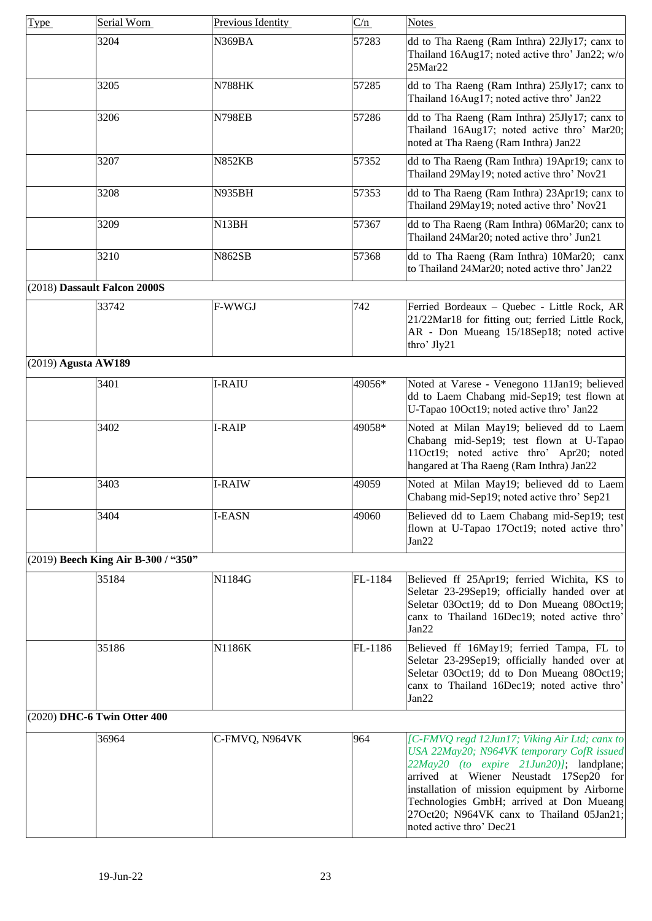| Type | Serial Worn | Previous Identity | C/n | Notes |
|---|---|---|---|---|
| | 3204 | N369BA | 57283 | dd to Tha Raeng (Ram Inthra) 22Jly17; canx to Thailand 16Aug17; noted active thro' Jan22; w/o 25Mar22 |
| | 3205 | N788HK | 57285 | dd to Tha Raeng (Ram Inthra) 25Jly17; canx to Thailand 16Aug17; noted active thro' Jan22 |
| | 3206 | N798EB | 57286 | dd to Tha Raeng (Ram Inthra) 25Jly17; canx to Thailand 16Aug17; noted active thro' Mar20; noted at Tha Raeng (Ram Inthra) Jan22 |
| | 3207 | N852KB | 57352 | dd to Tha Raeng (Ram Inthra) 19Apr19; canx to Thailand 29May19; noted active thro' Nov21 |
| | 3208 | N935BH | 57353 | dd to Tha Raeng (Ram Inthra) 23Apr19; canx to Thailand 29May19; noted active thro' Nov21 |
| | 3209 | N13BH | 57367 | dd to Tha Raeng (Ram Inthra) 06Mar20; canx to Thailand 24Mar20; noted active thro' Jun21 |
| | 3210 | N862SB | 57368 | dd to Tha Raeng (Ram Inthra) 10Mar20; canx to Thailand 24Mar20; noted active thro' Jan22 |
| (2018) **Dassault Falcon 2000S** | | | | |
| | 33742 | F-WWGJ | 742 | Ferried Bordeaux – Quebec - Little Rock, AR 21/22Mar18 for fitting out; ferried Little Rock, AR - Don Mueang 15/18Sep18; noted active thro' Jly21 |
| (2019) **Agusta AW189** | | | | |
| | 3401 | I-RAIU | 49056* | Noted at Varese - Venegono 11Jan19; believed dd to Laem Chabang mid-Sep19; test flown at U-Tapao 10Oct19; noted active thro' Jan22 |
| | 3402 | I-RAIP | 49058* | Noted at Milan May19; believed dd to Laem Chabang mid-Sep19; test flown at U-Tapao 11Oct19; noted active thro' Apr20; noted hangared at Tha Raeng (Ram Inthra) Jan22 |
| | 3403 | I-RAIW | 49059 | Noted at Milan May19; believed dd to Laem Chabang mid-Sep19; noted active thro' Sep21 |
| | 3404 | I-EASN | 49060 | Believed dd to Laem Chabang mid-Sep19; test flown at U-Tapao 17Oct19; noted active thro' Jan22 |
| (2019) **Beech King Air B-300 / "350"** | | | | |
| | 35184 | N1184G | FL-1184 | Believed ff 25Apr19; ferried Wichita, KS to Seletar 23-29Sep19; officially handed over at Seletar 03Oct19; dd to Don Mueang 08Oct19; canx to Thailand 16Dec19; noted active thro' Jan22 |
| | 35186 | N1186K | FL-1186 | Believed ff 16May19; ferried Tampa, FL to Seletar 23-29Sep19; officially handed over at Seletar 03Oct19; dd to Don Mueang 08Oct19; canx to Thailand 16Dec19; noted active thro' Jan22 |
| (2020) **DHC-6 Twin Otter 400** | | | | |
| | 36964 | C-FMVQ, N964VK | 964 | *[C-FMVQ regd 12Jun17; Viking Air Ltd; canx to USA 22May20; N964VK temporary CofR issued 22May20 (to expire 21Jun20)]*; landplane; arrived at Wiener Neustadt 17Sep20 for installation of mission equipment by Airborne Technologies GmbH; arrived at Don Mueang 27Oct20; N964VK canx to Thailand 05Jan21; noted active thro' Dec21 |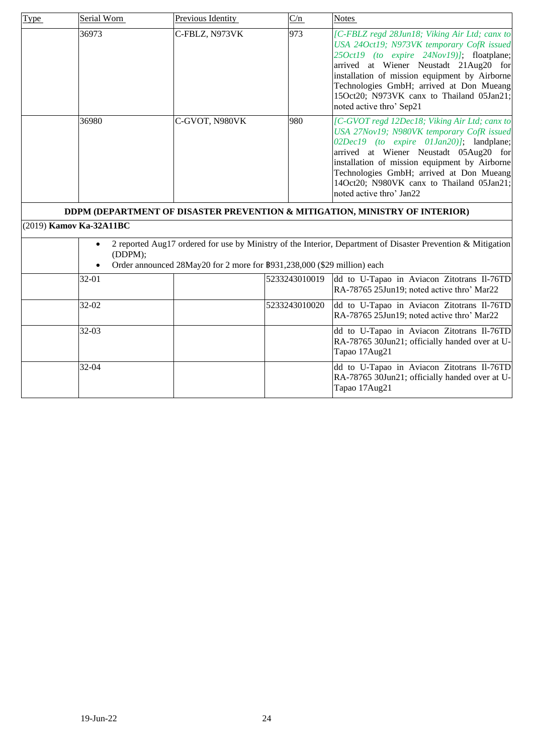| Type | Serial Worn | Previous Identity | C/n | Notes |
|---|---|---|---|---|
| | 36973 | C-FBLZ, N973VK | 973 | *[C-FBLZ regd 28Jun18; Viking Air Ltd; canx to USA 24Oct19; N973VK temporary CofR issued 25Oct19 (to expire 24Nov19)]*; floatplane; arrived at Wiener Neustadt 21Aug20 for installation of mission equipment by Airborne Technologies GmbH; arrived at Don Mueang 15Oct20; N973VK canx to Thailand 05Jan21; noted active thro' Sep21 |
| | 36980 | C-GVOT, N980VK | 980 | *[C-GVOT regd 12Dec18; Viking Air Ltd; canx to USA 27Nov19; N980VK temporary CofR issued 02Dec19 (to expire 01Jan20)]*; landplane; arrived at Wiener Neustadt 05Aug20 for installation of mission equipment by Airborne Technologies GmbH; arrived at Don Mueang 14Oct20; N980VK canx to Thailand 05Jan21; noted active thro' Jan22 |

**DDPM (DEPARTMENT OF DISASTER PREVENTION & MITIGATION, MINISTRY OF INTERIOR)**

(2019) **Kamov Ka-32A11BC**

- 2 reported Aug17 ordered for use by Ministry of the Interior, Department of Disaster Prevention & Mitigation (DDPM);
- Order announced 28May20 for 2 more for ฿931,238,000 ($29 million) each

| Type | Serial Worn | Previous Identity | C/n | Notes |
|---|---|---|---|---|
| | 32-01 | | 5233243010019 | dd to U-Tapao in Aviacon Zitotrans Il-76TD RA-78765 25Jun19; noted active thro' Mar22 |
| | 32-02 | | 5233243010020 | dd to U-Tapao in Aviacon Zitotrans Il-76TD RA-78765 25Jun19; noted active thro' Mar22 |
| | 32-03 | | | dd to U-Tapao in Aviacon Zitotrans Il-76TD RA-78765 30Jun21; officially handed over at U-Tapao 17Aug21 |
| | 32-04 | | | dd to U-Tapao in Aviacon Zitotrans Il-76TD RA-78765 30Jun21; officially handed over at U-Tapao 17Aug21 |